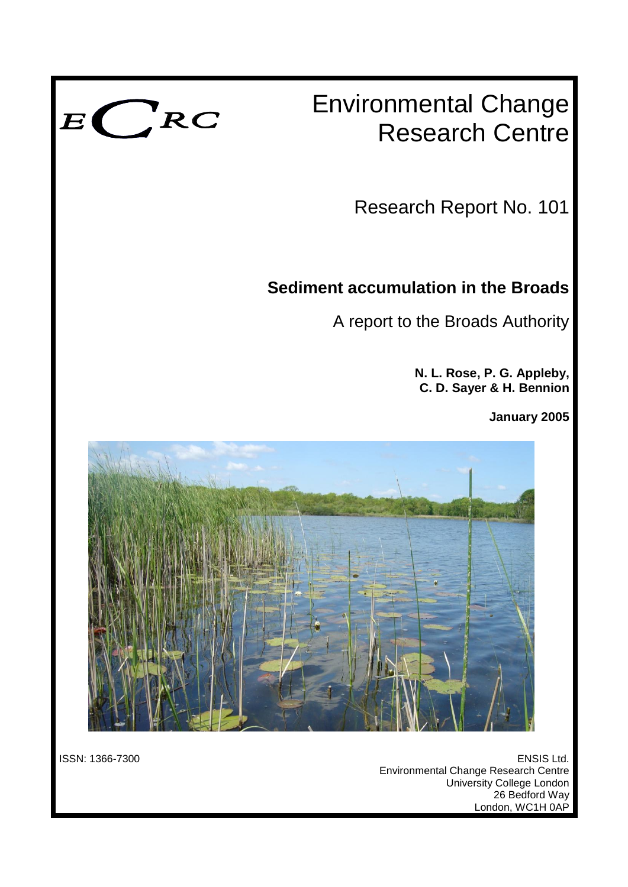ECRC

# Environmental Change Research Centre

Research Report No. 101

## Sediment accumulation in the Broads

A report to the Broads Authority

**N. L. Rose, P. G. Appleby, C. D. Sayer & H. Bennion**

**January 2005**

ISSN: 1366-7300

ENSIS Ltd.
Environmental Change Research Centre
University College London
26 Bedford Way
London, WC1H 0AP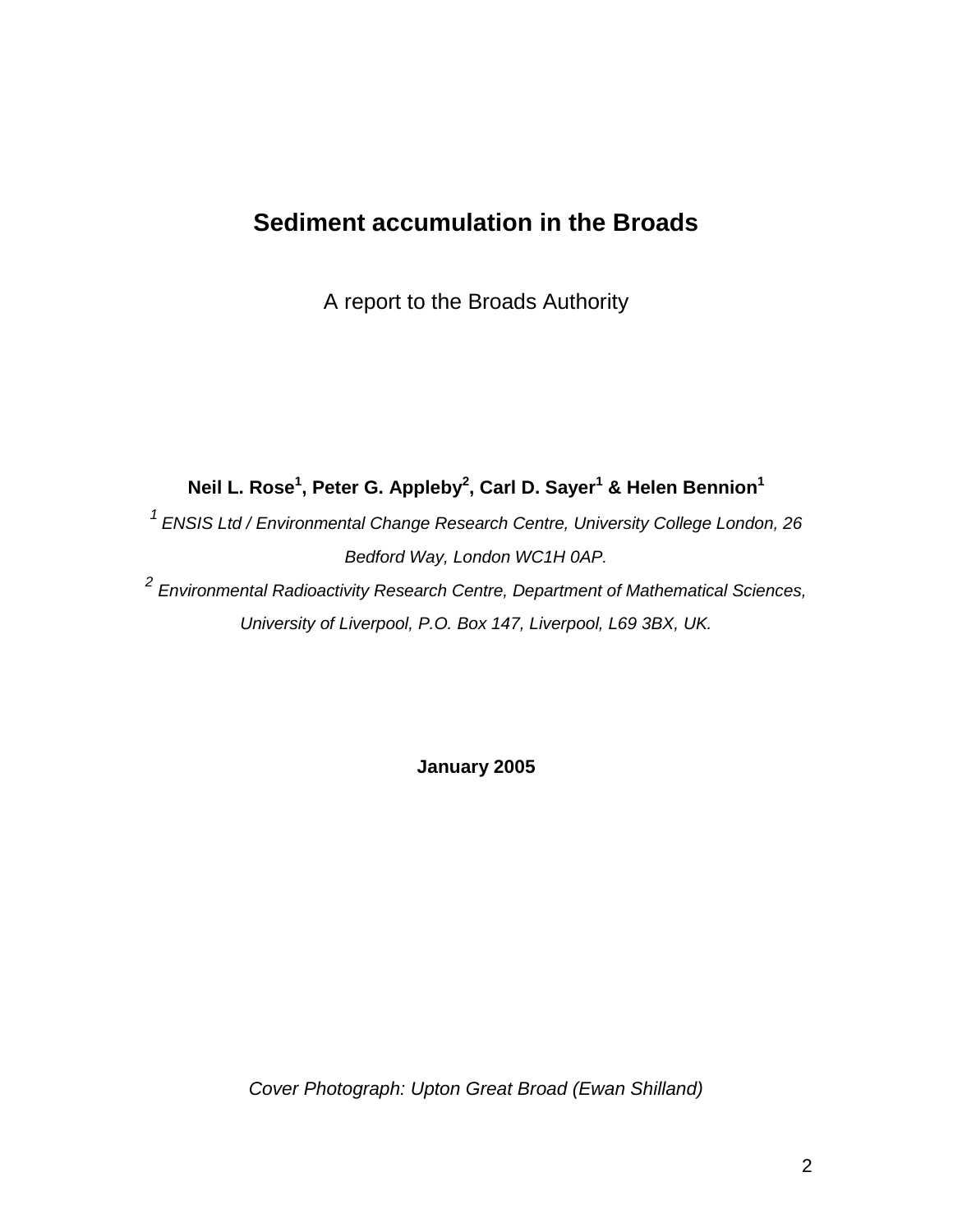# Sediment accumulation in the Broads

A report to the Broads Authority

**Neil L. Rose[1], Peter G. Appleby[2], Carl D. Sayer[1] & Helen Bennion[1]**

*[1] ENSIS Ltd / Environmental Change Research Centre, University College London, 26 Bedford Way, London WC1H 0AP.*

*[2] Environmental Radioactivity Research Centre, Department of Mathematical Sciences, University of Liverpool, P.O. Box 147, Liverpool, L69 3BX, UK.*

**January 2005**

*Cover Photograph: Upton Great Broad (Ewan Shilland)*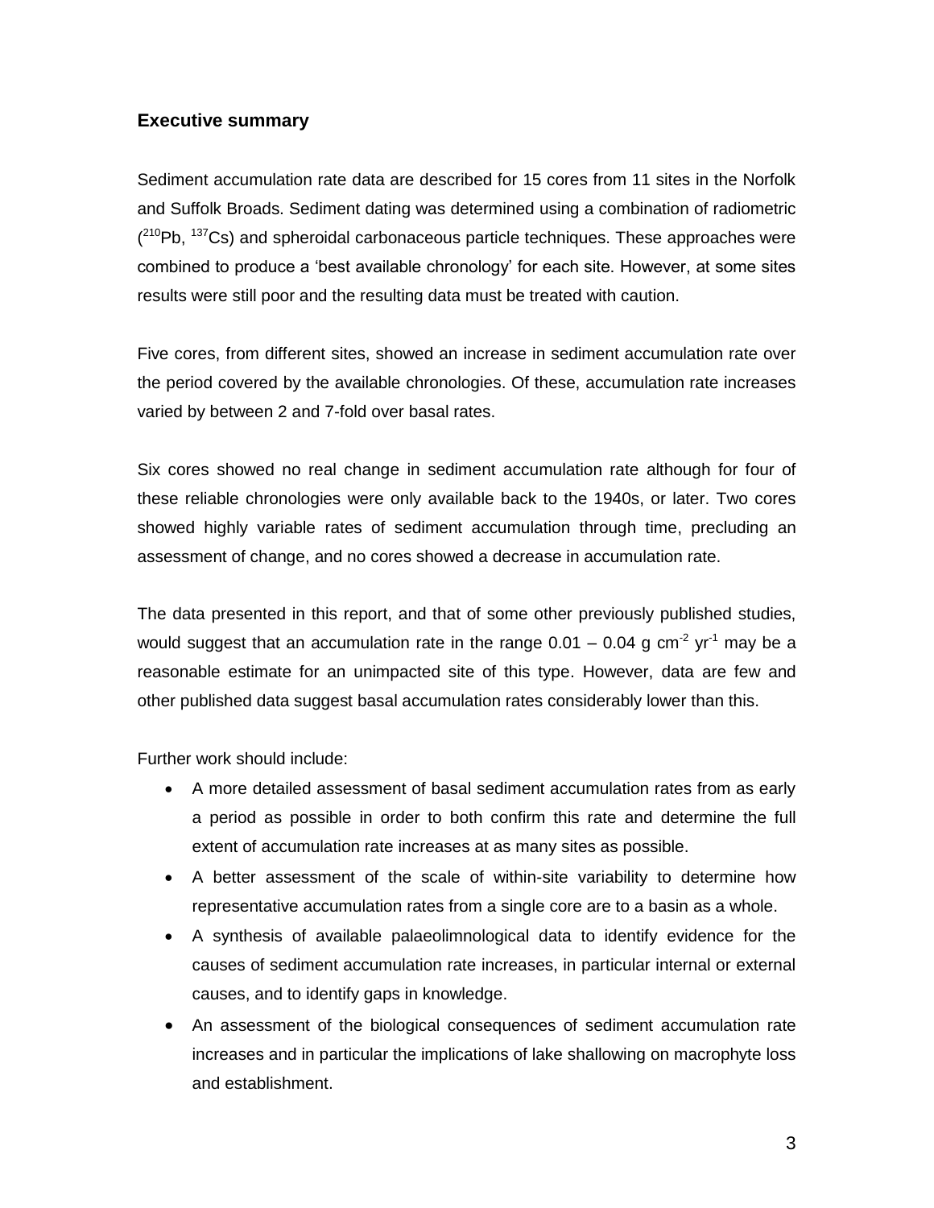## Executive summary

Sediment accumulation rate data are described for 15 cores from 11 sites in the Norfolk and Suffolk Broads. Sediment dating was determined using a combination of radiometric ($^{210}Pb$, $^{137}Cs$) and spheroidal carbonaceous particle techniques. These approaches were combined to produce a 'best available chronology' for each site. However, at some sites results were still poor and the resulting data must be treated with caution.

Five cores, from different sites, showed an increase in sediment accumulation rate over the period covered by the available chronologies. Of these, accumulation rate increases varied by between 2 and 7-fold over basal rates.

Six cores showed no real change in sediment accumulation rate although for four of these reliable chronologies were only available back to the 1940s, or later. Two cores showed highly variable rates of sediment accumulation through time, precluding an assessment of change, and no cores showed a decrease in accumulation rate.

The data presented in this report, and that of some other previously published studies, would suggest that an accumulation rate in the range 0.01 – 0.04 g $cm^{-2}$ $yr^{-1}$ may be a reasonable estimate for an unimpacted site of this type. However, data are few and other published data suggest basal accumulation rates considerably lower than this.

Further work should include:

- A more detailed assessment of basal sediment accumulation rates from as early a period as possible in order to both confirm this rate and determine the full extent of accumulation rate increases at as many sites as possible.
- A better assessment of the scale of within-site variability to determine how representative accumulation rates from a single core are to a basin as a whole.
- A synthesis of available palaeolimnological data to identify evidence for the causes of sediment accumulation rate increases, in particular internal or external causes, and to identify gaps in knowledge.
- An assessment of the biological consequences of sediment accumulation rate increases and in particular the implications of lake shallowing on macrophyte loss and establishment.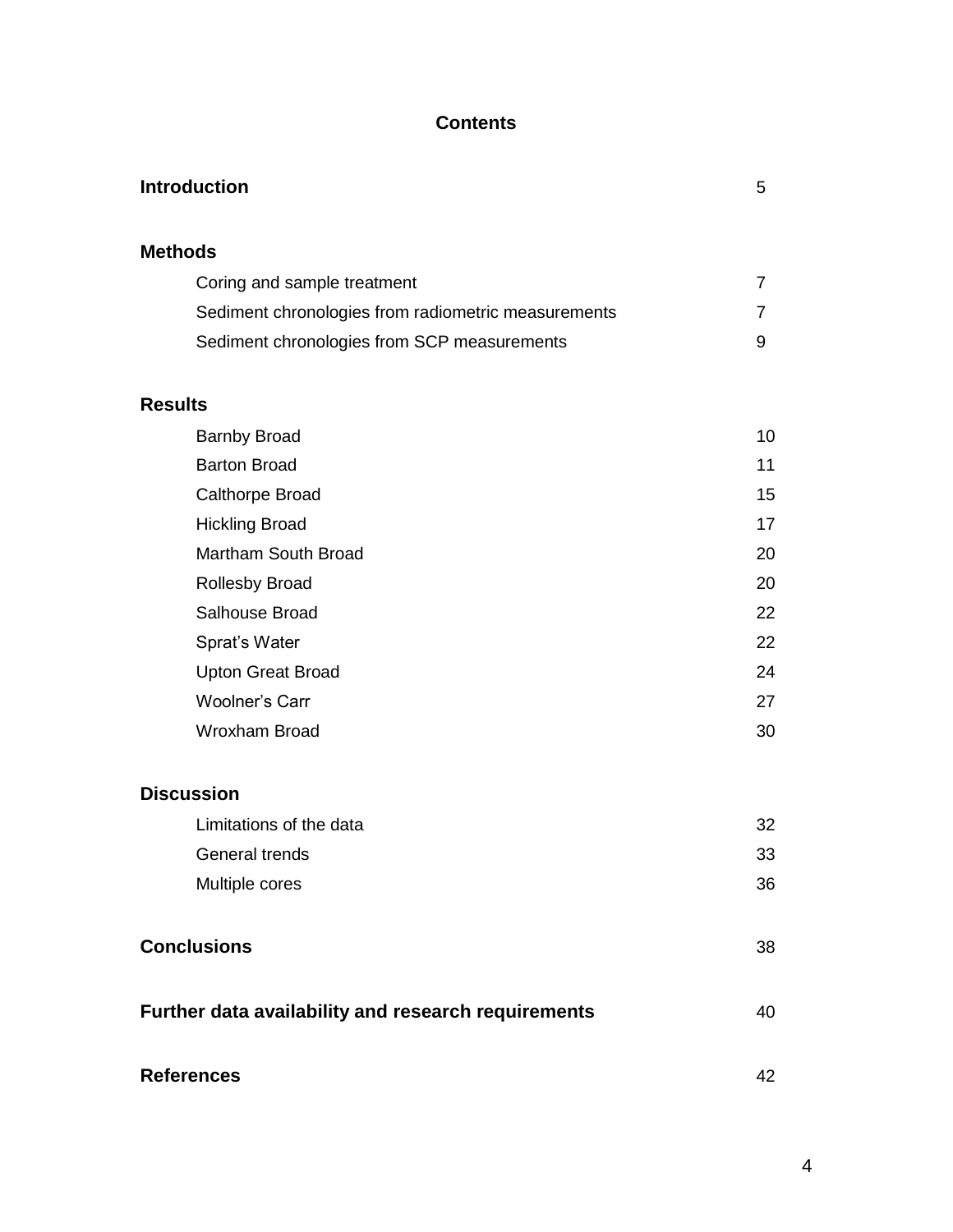# Contents

| | |
|---|---|
| **Introduction** | 5 |
| **Methods** | |
| Coring and sample treatment | 7 |
| Sediment chronologies from radiometric measurements | 7 |
| Sediment chronologies from SCP measurements | 9 |
| **Results** | |
| Barnby Broad | 10 |
| Barton Broad | 11 |
| Calthorpe Broad | 15 |
| Hickling Broad | 17 |
| Martham South Broad | 20 |
| Rollesby Broad | 20 |
| Salhouse Broad | 22 |
| Sprat's Water | 22 |
| Upton Great Broad | 24 |
| Woolner's Carr | 27 |
| Wroxham Broad | 30 |
| **Discussion** | |
| Limitations of the data | 32 |
| General trends | 33 |
| Multiple cores | 36 |
| **Conclusions** | 38 |
| **Further data availability and research requirements** | 40 |
| **References** | 42 |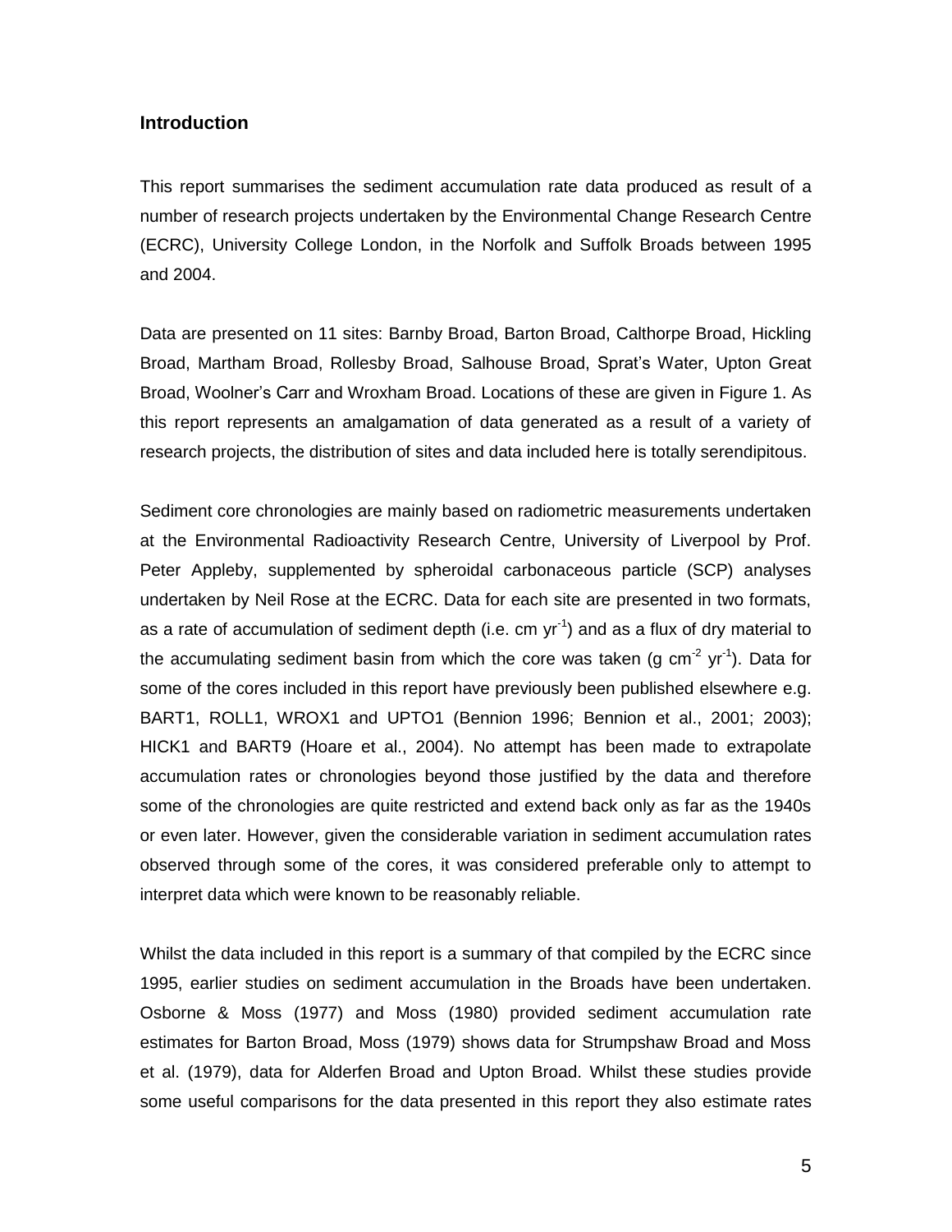## Introduction

This report summarises the sediment accumulation rate data produced as result of a number of research projects undertaken by the Environmental Change Research Centre (ECRC), University College London, in the Norfolk and Suffolk Broads between 1995 and 2004.

Data are presented on 11 sites: Barnby Broad, Barton Broad, Calthorpe Broad, Hickling Broad, Martham Broad, Rollesby Broad, Salhouse Broad, Sprat's Water, Upton Great Broad, Woolner's Carr and Wroxham Broad. Locations of these are given in Figure 1. As this report represents an amalgamation of data generated as a result of a variety of research projects, the distribution of sites and data included here is totally serendipitous.

Sediment core chronologies are mainly based on radiometric measurements undertaken at the Environmental Radioactivity Research Centre, University of Liverpool by Prof. Peter Appleby, supplemented by spheroidal carbonaceous particle (SCP) analyses undertaken by Neil Rose at the ECRC. Data for each site are presented in two formats, as a rate of accumulation of sediment depth (i.e. cm $yr^{-1}$) and as a flux of dry material to the accumulating sediment basin from which the core was taken (g $cm^{-2}$ $yr^{-1}$). Data for some of the cores included in this report have previously been published elsewhere e.g. BART1, ROLL1, WROX1 and UPTO1 (Bennion 1996; Bennion et al., 2001; 2003); HICK1 and BART9 (Hoare et al., 2004). No attempt has been made to extrapolate accumulation rates or chronologies beyond those justified by the data and therefore some of the chronologies are quite restricted and extend back only as far as the 1940s or even later. However, given the considerable variation in sediment accumulation rates observed through some of the cores, it was considered preferable only to attempt to interpret data which were known to be reasonably reliable.

Whilst the data included in this report is a summary of that compiled by the ECRC since 1995, earlier studies on sediment accumulation in the Broads have been undertaken. Osborne & Moss (1977) and Moss (1980) provided sediment accumulation rate estimates for Barton Broad, Moss (1979) shows data for Strumpshaw Broad and Moss et al. (1979), data for Alderfen Broad and Upton Broad. Whilst these studies provide some useful comparisons for the data presented in this report they also estimate rates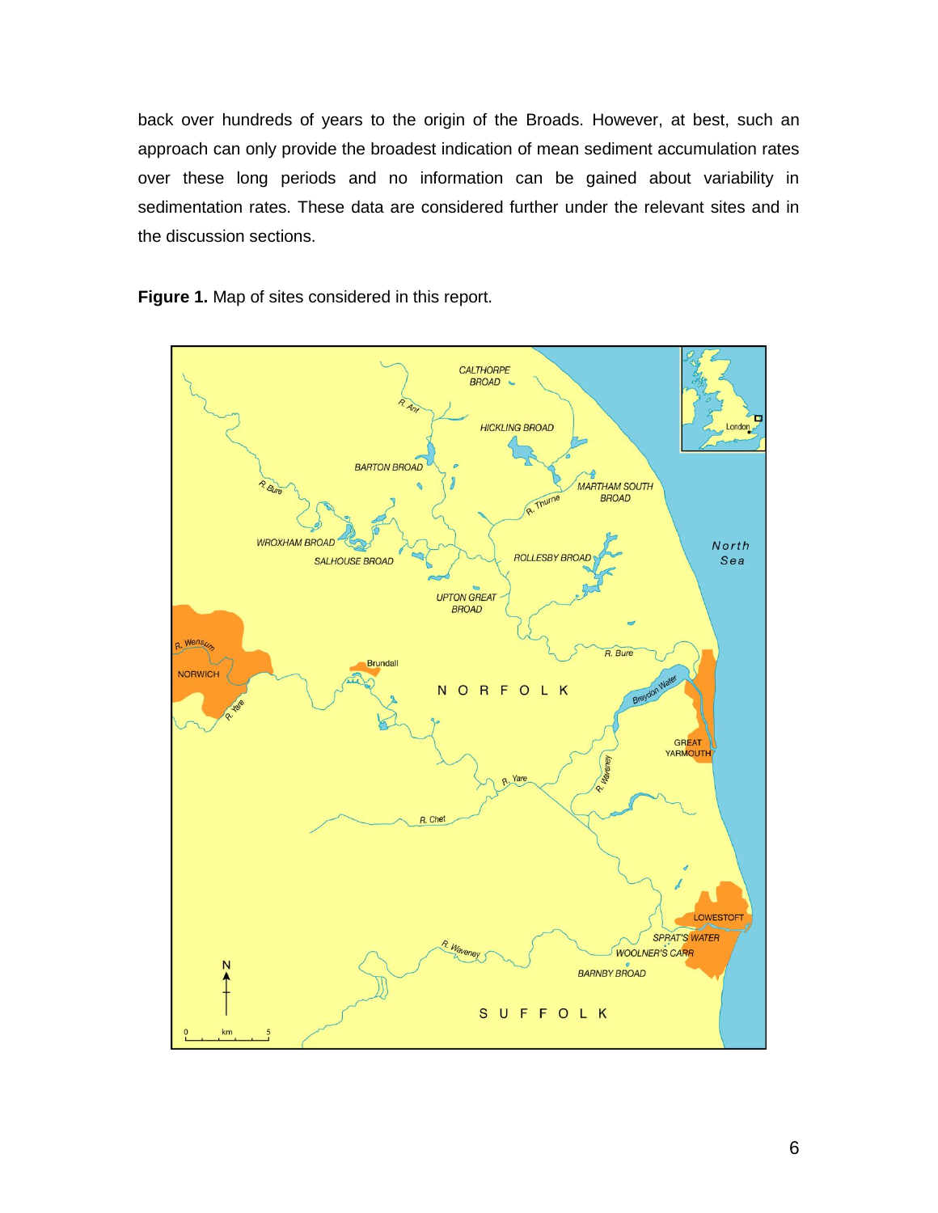back over hundreds of years to the origin of the Broads. However, at best, such an approach can only provide the broadest indication of mean sediment accumulation rates over these long periods and no information can be gained about variability in sedimentation rates. These data are considered further under the relevant sites and in the discussion sections.

**Figure 1.** Map of sites considered in this report.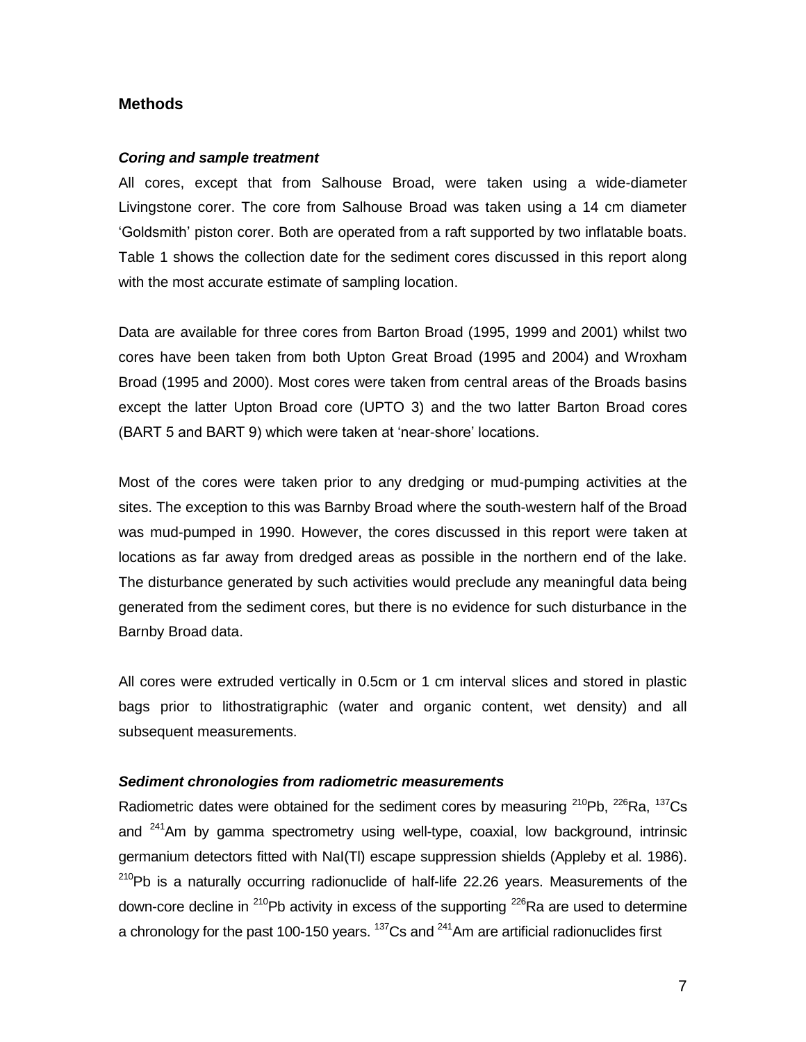## Methods

### *Coring and sample treatment*

All cores, except that from Salhouse Broad, were taken using a wide-diameter Livingstone corer. The core from Salhouse Broad was taken using a 14 cm diameter 'Goldsmith' piston corer. Both are operated from a raft supported by two inflatable boats. Table 1 shows the collection date for the sediment cores discussed in this report along with the most accurate estimate of sampling location.

Data are available for three cores from Barton Broad (1995, 1999 and 2001) whilst two cores have been taken from both Upton Great Broad (1995 and 2004) and Wroxham Broad (1995 and 2000). Most cores were taken from central areas of the Broads basins except the latter Upton Broad core (UPTO 3) and the two latter Barton Broad cores (BART 5 and BART 9) which were taken at 'near-shore' locations.

Most of the cores were taken prior to any dredging or mud-pumping activities at the sites. The exception to this was Barnby Broad where the south-western half of the Broad was mud-pumped in 1990. However, the cores discussed in this report were taken at locations as far away from dredged areas as possible in the northern end of the lake. The disturbance generated by such activities would preclude any meaningful data being generated from the sediment cores, but there is no evidence for such disturbance in the Barnby Broad data.

All cores were extruded vertically in 0.5cm or 1 cm interval slices and stored in plastic bags prior to lithostratigraphic (water and organic content, wet density) and all subsequent measurements.

### *Sediment chronologies from radiometric measurements*

Radiometric dates were obtained for the sediment cores by measuring $^{210}Pb$, $^{226}Ra$, $^{137}Cs$ and $^{241}Am$ by gamma spectrometry using well-type, coaxial, low background, intrinsic germanium detectors fitted with NaI(Tl) escape suppression shields (Appleby et al. 1986). $^{210}Pb$ is a naturally occurring radionuclide of half-life 22.26 years. Measurements of the down-core decline in $^{210}Pb$ activity in excess of the supporting $^{226}Ra$ are used to determine a chronology for the past 100-150 years. $^{137}Cs$ and $^{241}Am$ are artificial radionuclides first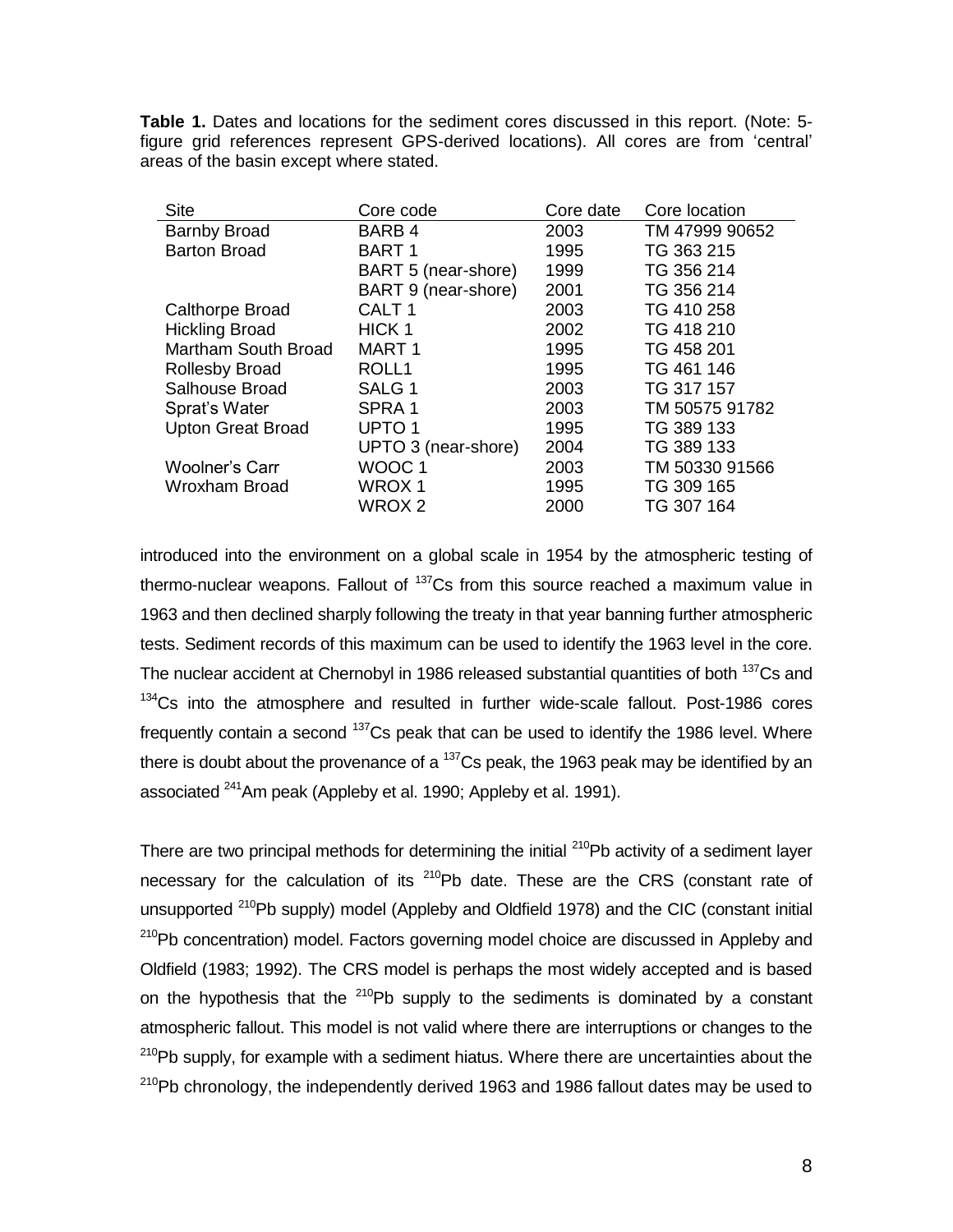**Table 1.** Dates and locations for the sediment cores discussed in this report. (Note: 5-figure grid references represent GPS-derived locations). All cores are from 'central' areas of the basin except where stated.

| Site | Core code | Core date | Core location |
|---|---|---|---|
| Barnby Broad | BARB 4 | 2003 | TM 47999 90652 |
| Barton Broad | BART 1 | 1995 | TG 363 215 |
| | BART 5 (near-shore) | 1999 | TG 356 214 |
| | BART 9 (near-shore) | 2001 | TG 356 214 |
| Calthorpe Broad | CALT 1 | 2003 | TG 410 258 |
| Hickling Broad | HICK 1 | 2002 | TG 418 210 |
| Martham South Broad | MART 1 | 1995 | TG 458 201 |
| Rollesby Broad | ROLL1 | 1995 | TG 461 146 |
| Salhouse Broad | SALG 1 | 2003 | TG 317 157 |
| Sprat's Water | SPRA 1 | 2003 | TM 50575 91782 |
| Upton Great Broad | UPTO 1 | 1995 | TG 389 133 |
| | UPTO 3 (near-shore) | 2004 | TG 389 133 |
| Woolner's Carr | WOOC 1 | 2003 | TM 50330 91566 |
| Wroxham Broad | WROX 1 | 1995 | TG 309 165 |
| | WROX 2 | 2000 | TG 307 164 |

introduced into the environment on a global scale in 1954 by the atmospheric testing of thermo-nuclear weapons. Fallout of $^{137}Cs$ from this source reached a maximum value in 1963 and then declined sharply following the treaty in that year banning further atmospheric tests. Sediment records of this maximum can be used to identify the 1963 level in the core. The nuclear accident at Chernobyl in 1986 released substantial quantities of both $^{137}Cs$ and $^{134}Cs$ into the atmosphere and resulted in further wide-scale fallout. Post-1986 cores frequently contain a second $^{137}Cs$ peak that can be used to identify the 1986 level. Where there is doubt about the provenance of a $^{137}Cs$ peak, the 1963 peak may be identified by an associated $^{241}Am$ peak (Appleby et al. 1990; Appleby et al. 1991).

There are two principal methods for determining the initial $^{210}Pb$ activity of a sediment layer necessary for the calculation of its $^{210}Pb$ date. These are the CRS (constant rate of unsupported $^{210}Pb$ supply) model (Appleby and Oldfield 1978) and the CIC (constant initial $^{210}Pb$ concentration) model. Factors governing model choice are discussed in Appleby and Oldfield (1983; 1992). The CRS model is perhaps the most widely accepted and is based on the hypothesis that the $^{210}Pb$ supply to the sediments is dominated by a constant atmospheric fallout. This model is not valid where there are interruptions or changes to the $^{210}Pb$ supply, for example with a sediment hiatus. Where there are uncertainties about the $^{210}Pb$ chronology, the independently derived 1963 and 1986 fallout dates may be used to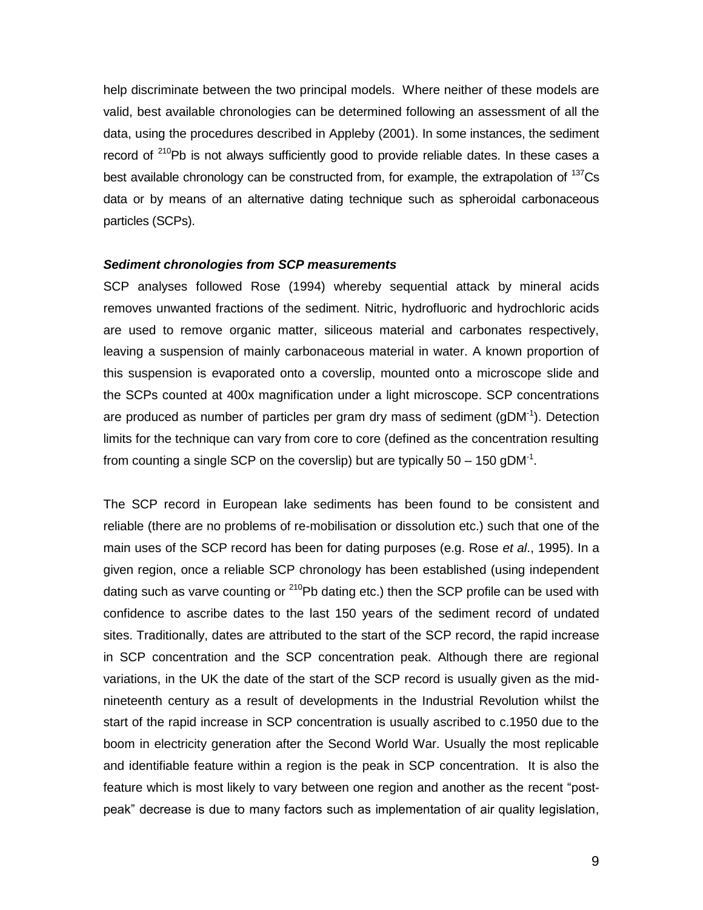help discriminate between the two principal models. Where neither of these models are valid, best available chronologies can be determined following an assessment of all the data, using the procedures described in Appleby (2001). In some instances, the sediment record of $^{210}Pb$ is not always sufficiently good to provide reliable dates. In these cases a best available chronology can be constructed from, for example, the extrapolation of $^{137}Cs$ data or by means of an alternative dating technique such as spheroidal carbonaceous particles (SCPs).

### *Sediment chronologies from SCP measurements*

SCP analyses followed Rose (1994) whereby sequential attack by mineral acids removes unwanted fractions of the sediment. Nitric, hydrofluoric and hydrochloric acids are used to remove organic matter, siliceous material and carbonates respectively, leaving a suspension of mainly carbonaceous material in water. A known proportion of this suspension is evaporated onto a coverslip, mounted onto a microscope slide and the SCPs counted at 400x magnification under a light microscope. SCP concentrations are produced as number of particles per gram dry mass of sediment ($gDM^{-1}$). Detection limits for the technique can vary from core to core (defined as the concentration resulting from counting a single SCP on the coverslip) but are typically 50 – 150 $gDM^{-1}$.

The SCP record in European lake sediments has been found to be consistent and reliable (there are no problems of re-mobilisation or dissolution etc.) such that one of the main uses of the SCP record has been for dating purposes (e.g. Rose *et al*., 1995). In a given region, once a reliable SCP chronology has been established (using independent dating such as varve counting or $^{210}Pb$ dating etc.) then the SCP profile can be used with confidence to ascribe dates to the last 150 years of the sediment record of undated sites. Traditionally, dates are attributed to the start of the SCP record, the rapid increase in SCP concentration and the SCP concentration peak. Although there are regional variations, in the UK the date of the start of the SCP record is usually given as the mid-nineteenth century as a result of developments in the Industrial Revolution whilst the start of the rapid increase in SCP concentration is usually ascribed to c.1950 due to the boom in electricity generation after the Second World War. Usually the most replicable and identifiable feature within a region is the peak in SCP concentration. It is also the feature which is most likely to vary between one region and another as the recent "post-peak" decrease is due to many factors such as implementation of air quality legislation,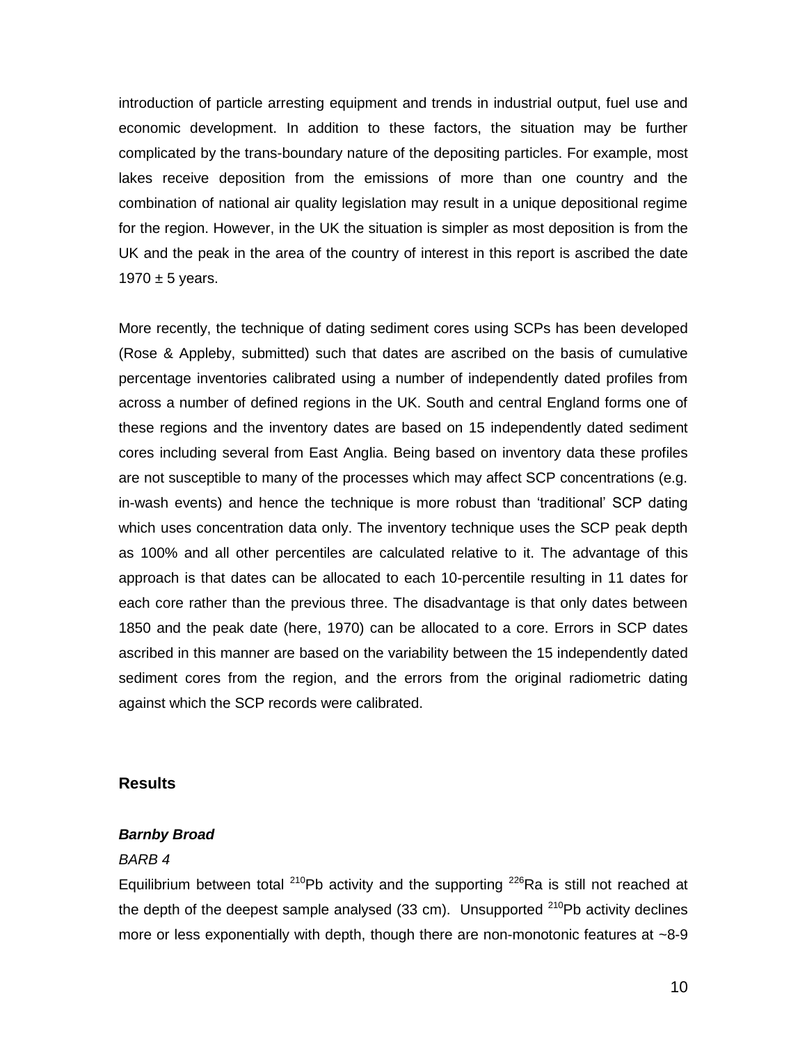introduction of particle arresting equipment and trends in industrial output, fuel use and economic development. In addition to these factors, the situation may be further complicated by the trans-boundary nature of the depositing particles. For example, most lakes receive deposition from the emissions of more than one country and the combination of national air quality legislation may result in a unique depositional regime for the region. However, in the UK the situation is simpler as most deposition is from the UK and the peak in the area of the country of interest in this report is ascribed the date 1970 ± 5 years.

More recently, the technique of dating sediment cores using SCPs has been developed (Rose & Appleby, submitted) such that dates are ascribed on the basis of cumulative percentage inventories calibrated using a number of independently dated profiles from across a number of defined regions in the UK. South and central England forms one of these regions and the inventory dates are based on 15 independently dated sediment cores including several from East Anglia. Being based on inventory data these profiles are not susceptible to many of the processes which may affect SCP concentrations (e.g. in-wash events) and hence the technique is more robust than 'traditional' SCP dating which uses concentration data only. The inventory technique uses the SCP peak depth as 100% and all other percentiles are calculated relative to it. The advantage of this approach is that dates can be allocated to each 10-percentile resulting in 11 dates for each core rather than the previous three. The disadvantage is that only dates between 1850 and the peak date (here, 1970) can be allocated to a core. Errors in SCP dates ascribed in this manner are based on the variability between the 15 independently dated sediment cores from the region, and the errors from the original radiometric dating against which the SCP records were calibrated.

## Results

### *Barnby Broad*

*BARB 4*

Equilibrium between total $^{210}$Pb activity and the supporting $^{226}$Ra is still not reached at the depth of the deepest sample analysed (33 cm). Unsupported $^{210}$Pb activity declines more or less exponentially with depth, though there are non-monotonic features at ~8-9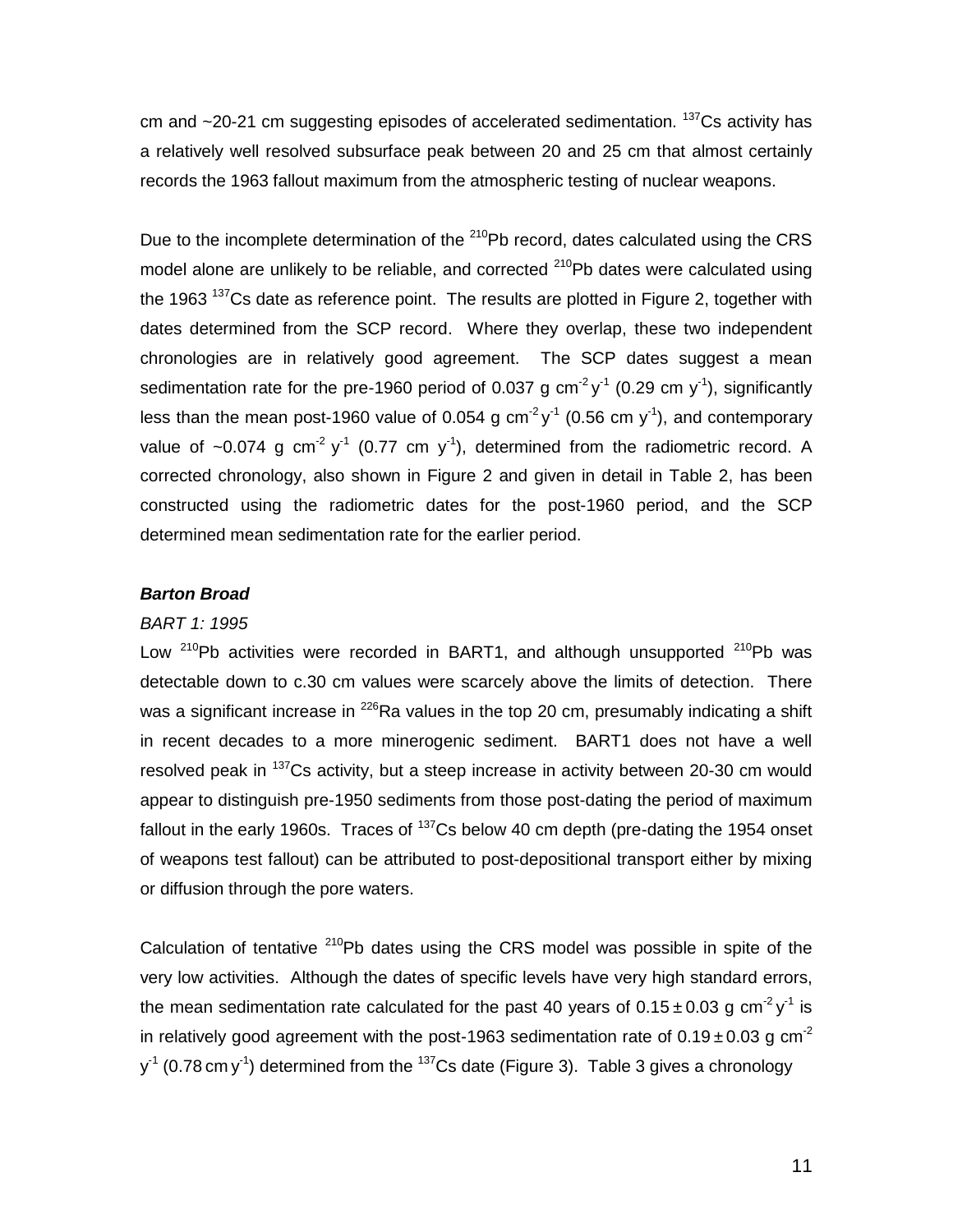cm and ~20-21 cm suggesting episodes of accelerated sedimentation. $^{137}Cs$ activity has a relatively well resolved subsurface peak between 20 and 25 cm that almost certainly records the 1963 fallout maximum from the atmospheric testing of nuclear weapons.

Due to the incomplete determination of the $^{210}Pb$ record, dates calculated using the CRS model alone are unlikely to be reliable, and corrected $^{210}Pb$ dates were calculated using the 1963 $^{137}Cs$ date as reference point. The results are plotted in Figure 2, together with dates determined from the SCP record. Where they overlap, these two independent chronologies are in relatively good agreement. The SCP dates suggest a mean sedimentation rate for the pre-1960 period of 0.037 g cm$^{-2}$ y$^{-1}$ (0.29 cm y$^{-1}$), significantly less than the mean post-1960 value of 0.054 g cm$^{-2}$ y$^{-1}$ (0.56 cm y$^{-1}$), and contemporary value of ~0.074 g cm$^{-2}$ y$^{-1}$ (0.77 cm y$^{-1}$), determined from the radiometric record. A corrected chronology, also shown in Figure 2 and given in detail in Table 2, has been constructed using the radiometric dates for the post-1960 period, and the SCP determined mean sedimentation rate for the earlier period.

### ***Barton Broad***

*BART 1: 1995*

Low $^{210}Pb$ activities were recorded in BART1, and although unsupported $^{210}Pb$ was detectable down to c.30 cm values were scarcely above the limits of detection. There was a significant increase in $^{226}Ra$ values in the top 20 cm, presumably indicating a shift in recent decades to a more minerogenic sediment. BART1 does not have a well resolved peak in $^{137}Cs$ activity, but a steep increase in activity between 20-30 cm would appear to distinguish pre-1950 sediments from those post-dating the period of maximum fallout in the early 1960s. Traces of $^{137}Cs$ below 40 cm depth (pre-dating the 1954 onset of weapons test fallout) can be attributed to post-depositional transport either by mixing or diffusion through the pore waters.

Calculation of tentative $^{210}Pb$ dates using the CRS model was possible in spite of the very low activities. Although the dates of specific levels have very high standard errors, the mean sedimentation rate calculated for the past 40 years of $0.15 \pm 0.03$ g cm$^{-2}$ y$^{-1}$ is in relatively good agreement with the post-1963 sedimentation rate of $0.19 \pm 0.03$ g cm$^{-2}$ y$^{-1}$ (0.78 cm y$^{-1}$) determined from the $^{137}Cs$ date (Figure 3). Table 3 gives a chronology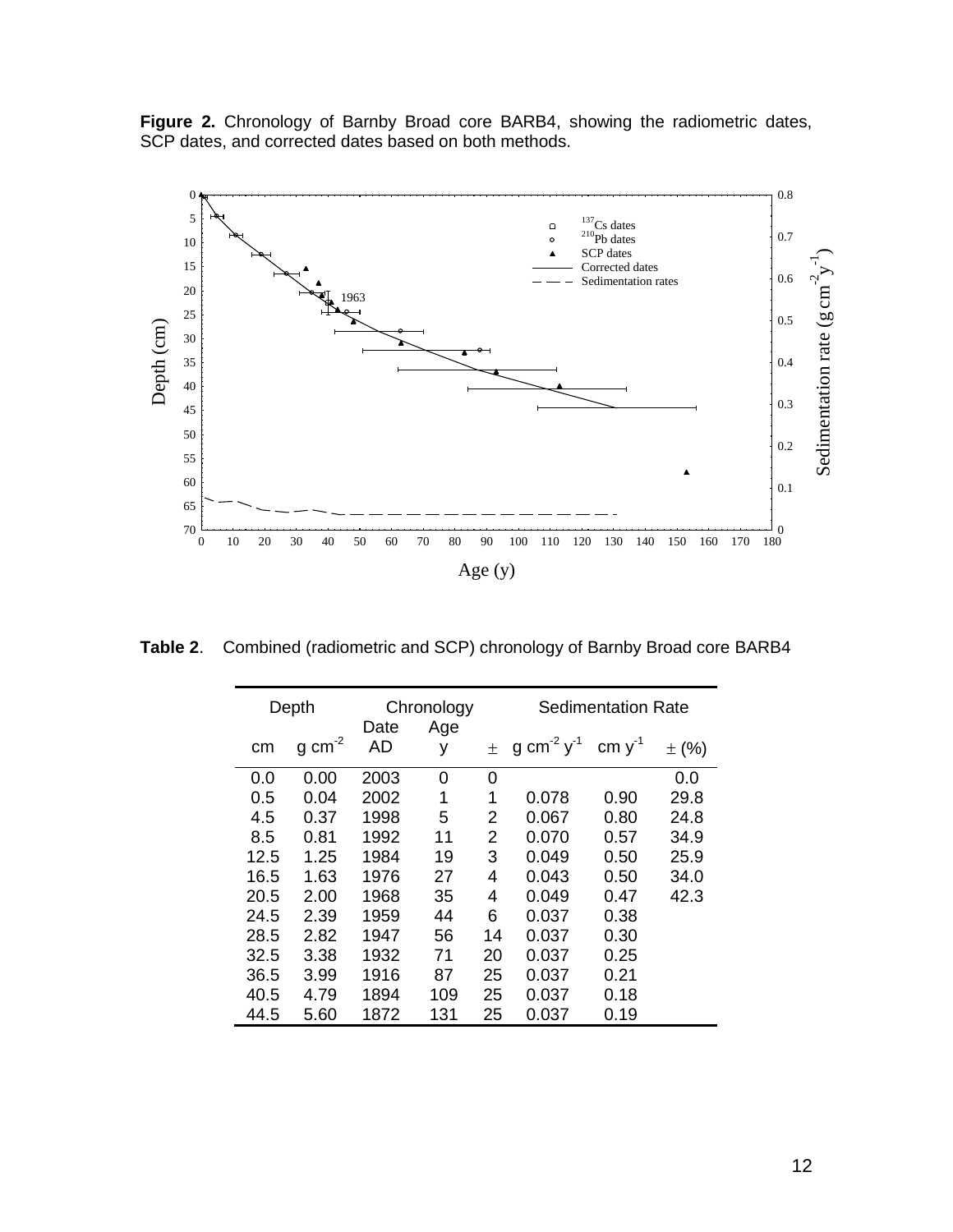**Figure 2.** Chronology of Barnby Broad core BARB4, showing the radiometric dates, SCP dates, and corrected dates based on both methods.

**Table 2**. Combined (radiometric and SCP) chronology of Barnby Broad core BARB4

| Depth | | Chronology | | | Sedimentation Rate | | |
|---|---|---|---|---|---|---|---|
| cm | g cm$^{-2}$ | Date AD | Age y | ± | g cm$^{-2}$ y$^{-1}$ | cm y$^{-1}$ | ± (%) |
| 0.0 | 0.00 | 2003 | 0 | 0 | | | 0.0 |
| 0.5 | 0.04 | 2002 | 1 | 1 | 0.078 | 0.90 | 29.8 |
| 4.5 | 0.37 | 1998 | 5 | 2 | 0.067 | 0.80 | 24.8 |
| 8.5 | 0.81 | 1992 | 11 | 2 | 0.070 | 0.57 | 34.9 |
| 12.5 | 1.25 | 1984 | 19 | 3 | 0.049 | 0.50 | 25.9 |
| 16.5 | 1.63 | 1976 | 27 | 4 | 0.043 | 0.50 | 34.0 |
| 20.5 | 2.00 | 1968 | 35 | 4 | 0.049 | 0.47 | 42.3 |
| 24.5 | 2.39 | 1959 | 44 | 6 | 0.037 | 0.38 | |
| 28.5 | 2.82 | 1947 | 56 | 14 | 0.037 | 0.30 | |
| 32.5 | 3.38 | 1932 | 71 | 20 | 0.037 | 0.25 | |
| 36.5 | 3.99 | 1916 | 87 | 25 | 0.037 | 0.21 | |
| 40.5 | 4.79 | 1894 | 109 | 25 | 0.037 | 0.18 | |
| 44.5 | 5.60 | 1872 | 131 | 25 | 0.037 | 0.19 | |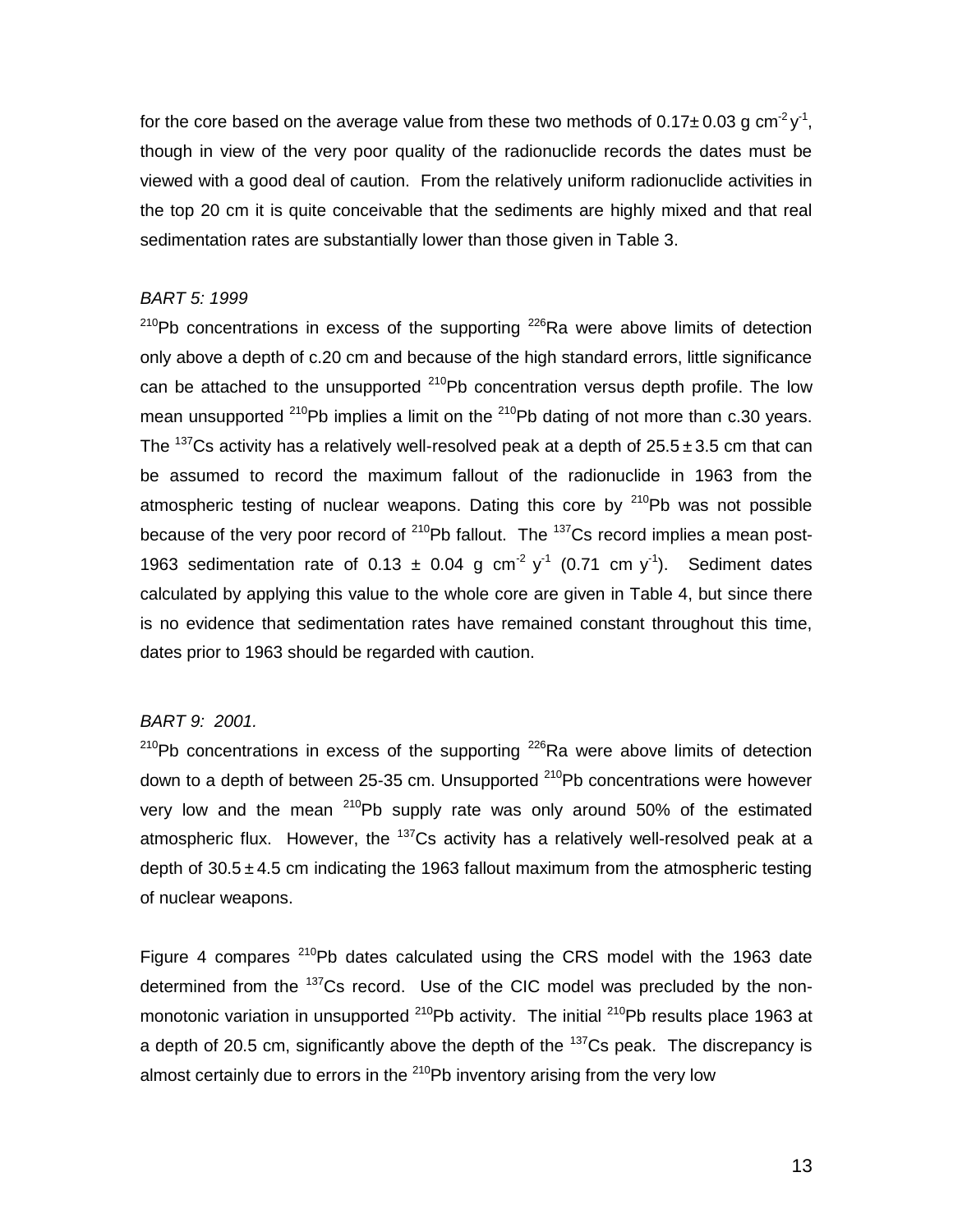for the core based on the average value from these two methods of $0.17 \pm 0.03$ g cm$^{-2}$ y$^{-1}$, though in view of the very poor quality of the radionuclide records the dates must be viewed with a good deal of caution. From the relatively uniform radionuclide activities in the top 20 cm it is quite conceivable that the sediments are highly mixed and that real sedimentation rates are substantially lower than those given in Table 3.

*BART 5: 1999*

$^{210}$Pb concentrations in excess of the supporting $^{226}$Ra were above limits of detection only above a depth of c.20 cm and because of the high standard errors, little significance can be attached to the unsupported $^{210}$Pb concentration versus depth profile. The low mean unsupported $^{210}$Pb implies a limit on the $^{210}$Pb dating of not more than c.30 years. The $^{137}$Cs activity has a relatively well-resolved peak at a depth of $25.5 \pm 3.5$ cm that can be assumed to record the maximum fallout of the radionuclide in 1963 from the atmospheric testing of nuclear weapons. Dating this core by $^{210}$Pb was not possible because of the very poor record of $^{210}$Pb fallout. The $^{137}$Cs record implies a mean post-1963 sedimentation rate of $0.13 \pm 0.04$ g cm$^{-2}$ y$^{-1}$ (0.71 cm y$^{-1}$). Sediment dates calculated by applying this value to the whole core are given in Table 4, but since there is no evidence that sedimentation rates have remained constant throughout this time, dates prior to 1963 should be regarded with caution.

*BART 9: 2001.*

$^{210}$Pb concentrations in excess of the supporting $^{226}$Ra were above limits of detection down to a depth of between 25-35 cm. Unsupported $^{210}$Pb concentrations were however very low and the mean $^{210}$Pb supply rate was only around 50% of the estimated atmospheric flux. However, the $^{137}$Cs activity has a relatively well-resolved peak at a depth of $30.5 \pm 4.5$ cm indicating the 1963 fallout maximum from the atmospheric testing of nuclear weapons.

Figure 4 compares $^{210}$Pb dates calculated using the CRS model with the 1963 date determined from the $^{137}$Cs record. Use of the CIC model was precluded by the non-monotonic variation in unsupported $^{210}$Pb activity. The initial $^{210}$Pb results place 1963 at a depth of 20.5 cm, significantly above the depth of the $^{137}$Cs peak. The discrepancy is almost certainly due to errors in the $^{210}$Pb inventory arising from the very low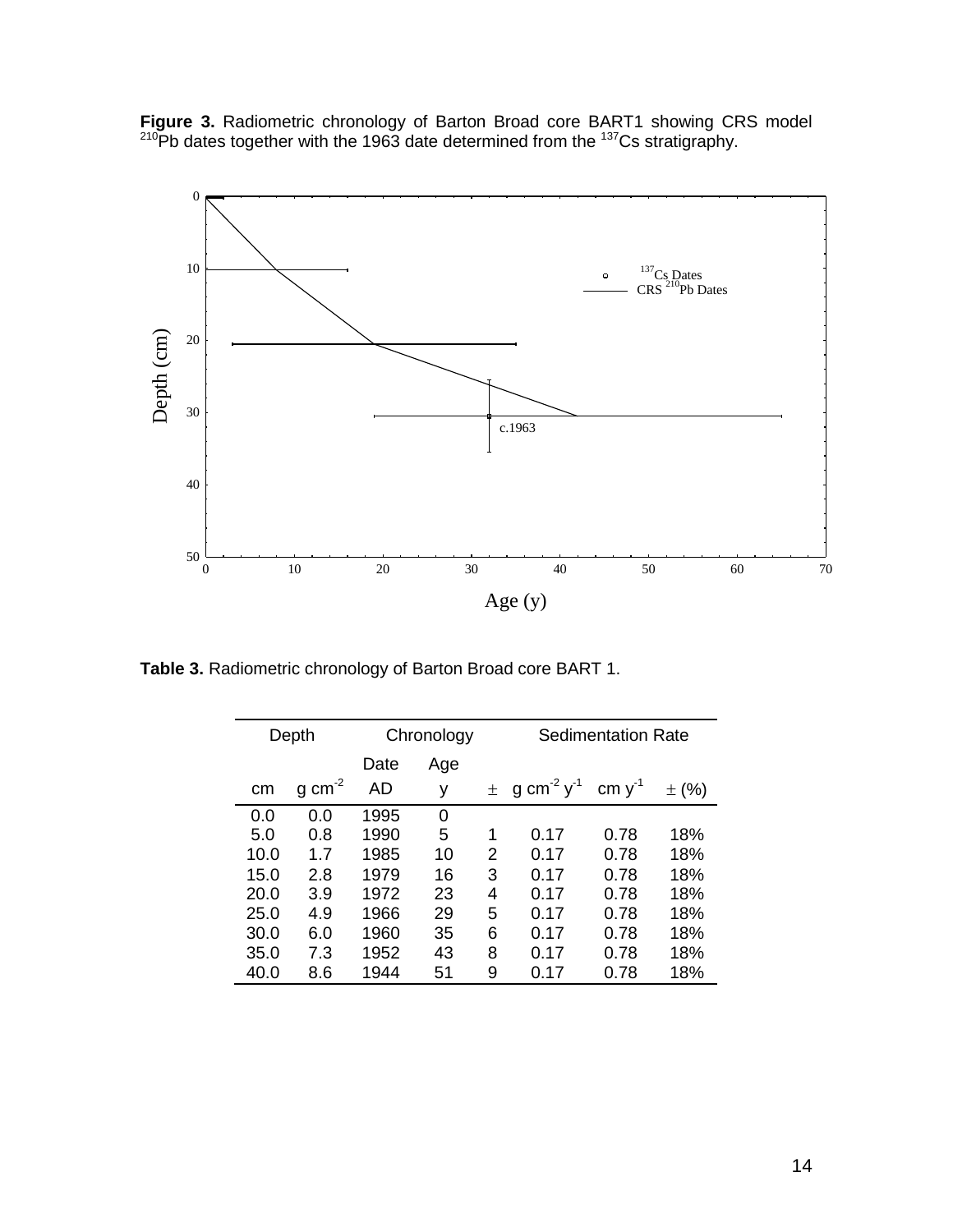**Figure 3.** Radiometric chronology of Barton Broad core BART1 showing CRS model $^{210}Pb$ dates together with the 1963 date determined from the $^{137}Cs$ stratigraphy.

**Table 3.** Radiometric chronology of Barton Broad core BART 1.

| Depth | | Chronology | | | Sedimentation Rate | | |
|---|---|---|---|---|---|---|---|
| cm | g cm$^{-2}$ | Date AD | Age y | ± | g cm$^{-2}$ y$^{-1}$ | cm y$^{-1}$ | ± (%) |
| 0.0 | 0.0 | 1995 | 0 | | | | |
| 5.0 | 0.8 | 1990 | 5 | 1 | 0.17 | 0.78 | 18% |
| 10.0 | 1.7 | 1985 | 10 | 2 | 0.17 | 0.78 | 18% |
| 15.0 | 2.8 | 1979 | 16 | 3 | 0.17 | 0.78 | 18% |
| 20.0 | 3.9 | 1972 | 23 | 4 | 0.17 | 0.78 | 18% |
| 25.0 | 4.9 | 1966 | 29 | 5 | 0.17 | 0.78 | 18% |
| 30.0 | 6.0 | 1960 | 35 | 6 | 0.17 | 0.78 | 18% |
| 35.0 | 7.3 | 1952 | 43 | 8 | 0.17 | 0.78 | 18% |
| 40.0 | 8.6 | 1944 | 51 | 9 | 0.17 | 0.78 | 18% |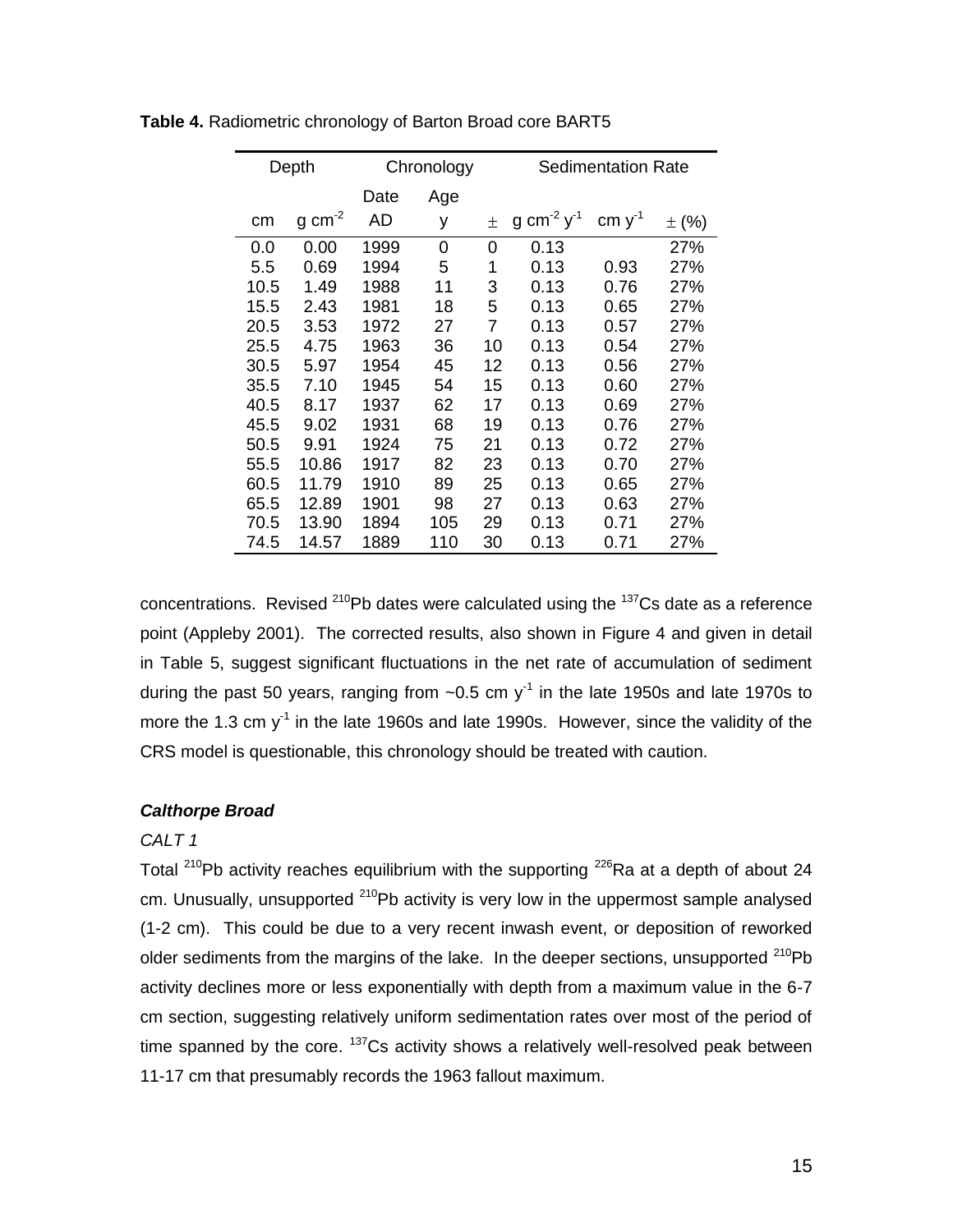**Table 4.** Radiometric chronology of Barton Broad core BART5

| Depth | | Chronology | | | Sedimentation Rate | | |
|---|---|---|---|---|---|---|---|
| | | Date | Age | | | | |
| cm | g cm$^{-2}$ | AD | y | ± | g cm$^{-2}$ y$^{-1}$ | cm y$^{-1}$ | ± (%) |
| 0.0 | 0.00 | 1999 | 0 | 0 | 0.13 | | 27% |
| 5.5 | 0.69 | 1994 | 5 | 1 | 0.13 | 0.93 | 27% |
| 10.5 | 1.49 | 1988 | 11 | 3 | 0.13 | 0.76 | 27% |
| 15.5 | 2.43 | 1981 | 18 | 5 | 0.13 | 0.65 | 27% |
| 20.5 | 3.53 | 1972 | 27 | 7 | 0.13 | 0.57 | 27% |
| 25.5 | 4.75 | 1963 | 36 | 10 | 0.13 | 0.54 | 27% |
| 30.5 | 5.97 | 1954 | 45 | 12 | 0.13 | 0.56 | 27% |
| 35.5 | 7.10 | 1945 | 54 | 15 | 0.13 | 0.60 | 27% |
| 40.5 | 8.17 | 1937 | 62 | 17 | 0.13 | 0.69 | 27% |
| 45.5 | 9.02 | 1931 | 68 | 19 | 0.13 | 0.76 | 27% |
| 50.5 | 9.91 | 1924 | 75 | 21 | 0.13 | 0.72 | 27% |
| 55.5 | 10.86 | 1917 | 82 | 23 | 0.13 | 0.70 | 27% |
| 60.5 | 11.79 | 1910 | 89 | 25 | 0.13 | 0.65 | 27% |
| 65.5 | 12.89 | 1901 | 98 | 27 | 0.13 | 0.63 | 27% |
| 70.5 | 13.90 | 1894 | 105 | 29 | 0.13 | 0.71 | 27% |
| 74.5 | 14.57 | 1889 | 110 | 30 | 0.13 | 0.71 | 27% |

concentrations. Revised $^{210}$Pb dates were calculated using the $^{137}$Cs date as a reference point (Appleby 2001). The corrected results, also shown in Figure 4 and given in detail in Table 5, suggest significant fluctuations in the net rate of accumulation of sediment during the past 50 years, ranging from ~0.5 cm y$^{-1}$ in the late 1950s and late 1970s to more the 1.3 cm y$^{-1}$ in the late 1960s and late 1990s. However, since the validity of the CRS model is questionable, this chronology should be treated with caution.

### *Calthorpe Broad*

*CALT 1*

Total $^{210}$Pb activity reaches equilibrium with the supporting $^{226}$Ra at a depth of about 24 cm. Unusually, unsupported $^{210}$Pb activity is very low in the uppermost sample analysed (1-2 cm). This could be due to a very recent inwash event, or deposition of reworked older sediments from the margins of the lake. In the deeper sections, unsupported $^{210}$Pb activity declines more or less exponentially with depth from a maximum value in the 6-7 cm section, suggesting relatively uniform sedimentation rates over most of the period of time spanned by the core. $^{137}$Cs activity shows a relatively well-resolved peak between 11-17 cm that presumably records the 1963 fallout maximum.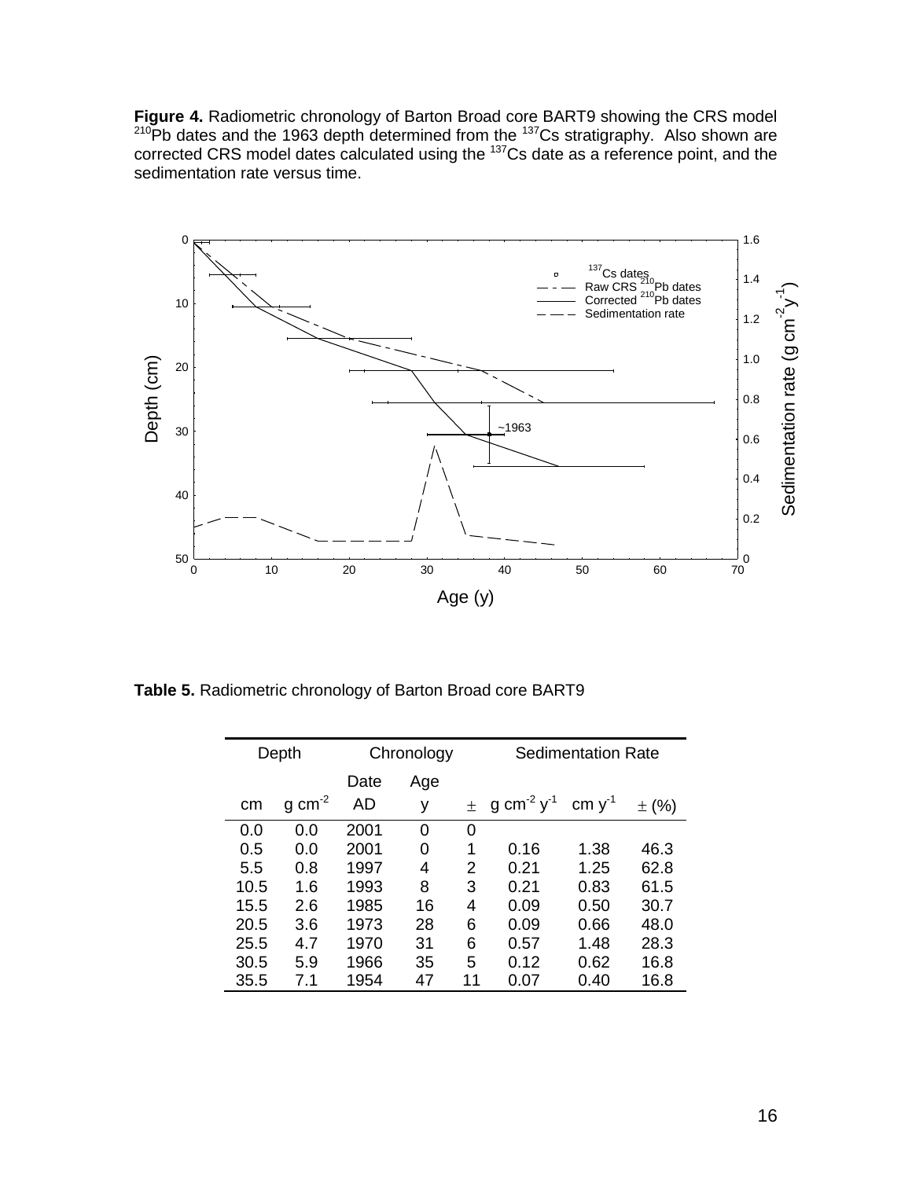**Figure 4.** Radiometric chronology of Barton Broad core BART9 showing the CRS model $^{210}$Pb dates and the 1963 depth determined from the $^{137}$Cs stratigraphy. Also shown are corrected CRS model dates calculated using the $^{137}$Cs date as a reference point, and the sedimentation rate versus time.

**Table 5.** Radiometric chronology of Barton Broad core BART9

| Depth | | Chronology | | | Sedimentation Rate | | |
|---|---|---|---|---|---|---|---|
| cm | g cm$^{-2}$ | Date AD | Age y | ± | g cm$^{-2}$ y$^{-1}$ | cm y$^{-1}$ | ± (%) |
| 0.0 | 0.0 | 2001 | 0 | 0 | | | |
| 0.5 | 0.0 | 2001 | 0 | 1 | 0.16 | 1.38 | 46.3 |
| 5.5 | 0.8 | 1997 | 4 | 2 | 0.21 | 1.25 | 62.8 |
| 10.5 | 1.6 | 1993 | 8 | 3 | 0.21 | 0.83 | 61.5 |
| 15.5 | 2.6 | 1985 | 16 | 4 | 0.09 | 0.50 | 30.7 |
| 20.5 | 3.6 | 1973 | 28 | 6 | 0.09 | 0.66 | 48.0 |
| 25.5 | 4.7 | 1970 | 31 | 6 | 0.57 | 1.48 | 28.3 |
| 30.5 | 5.9 | 1966 | 35 | 5 | 0.12 | 0.62 | 16.8 |
| 35.5 | 7.1 | 1954 | 47 | 11 | 0.07 | 0.40 | 16.8 |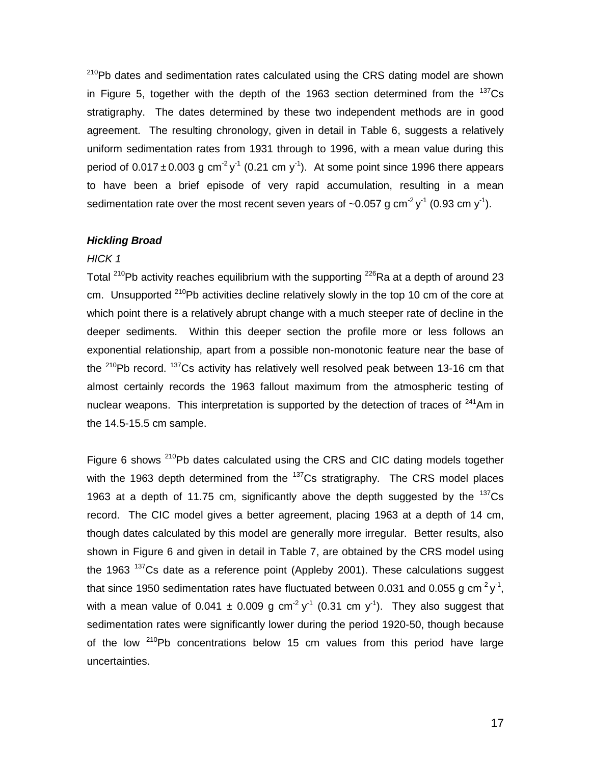$^{210}Pb$ dates and sedimentation rates calculated using the CRS dating model are shown in Figure 5, together with the depth of the 1963 section determined from the $^{137}Cs$ stratigraphy. The dates determined by these two independent methods are in good agreement. The resulting chronology, given in detail in Table 6, suggests a relatively uniform sedimentation rates from 1931 through to 1996, with a mean value during this period of $0.017 \pm 0.003$ g cm$^{-2}$ y$^{-1}$ (0.21 cm y$^{-1}$). At some point since 1996 there appears to have been a brief episode of very rapid accumulation, resulting in a mean sedimentation rate over the most recent seven years of ~0.057 g cm$^{-2}$ y$^{-1}$ (0.93 cm y$^{-1}$).

### ***Hickling Broad***

*HICK 1*

Total $^{210}Pb$ activity reaches equilibrium with the supporting $^{226}Ra$ at a depth of around 23 cm. Unsupported $^{210}Pb$ activities decline relatively slowly in the top 10 cm of the core at which point there is a relatively abrupt change with a much steeper rate of decline in the deeper sediments. Within this deeper section the profile more or less follows an exponential relationship, apart from a possible non-monotonic feature near the base of the $^{210}Pb$ record. $^{137}Cs$ activity has relatively well resolved peak between 13-16 cm that almost certainly records the 1963 fallout maximum from the atmospheric testing of nuclear weapons. This interpretation is supported by the detection of traces of $^{241}Am$ in the 14.5-15.5 cm sample.

Figure 6 shows $^{210}Pb$ dates calculated using the CRS and CIC dating models together with the 1963 depth determined from the $^{137}Cs$ stratigraphy. The CRS model places 1963 at a depth of 11.75 cm, significantly above the depth suggested by the $^{137}Cs$ record. The CIC model gives a better agreement, placing 1963 at a depth of 14 cm, though dates calculated by this model are generally more irregular. Better results, also shown in Figure 6 and given in detail in Table 7, are obtained by the CRS model using the 1963 $^{137}Cs$ date as a reference point (Appleby 2001). These calculations suggest that since 1950 sedimentation rates have fluctuated between 0.031 and 0.055 g cm$^{-2}$ y$^{-1}$, with a mean value of $0.041 \pm 0.009$ g cm$^{-2}$ y$^{-1}$ (0.31 cm y$^{-1}$). They also suggest that sedimentation rates were significantly lower during the period 1920-50, though because of the low $^{210}Pb$ concentrations below 15 cm values from this period have large uncertainties.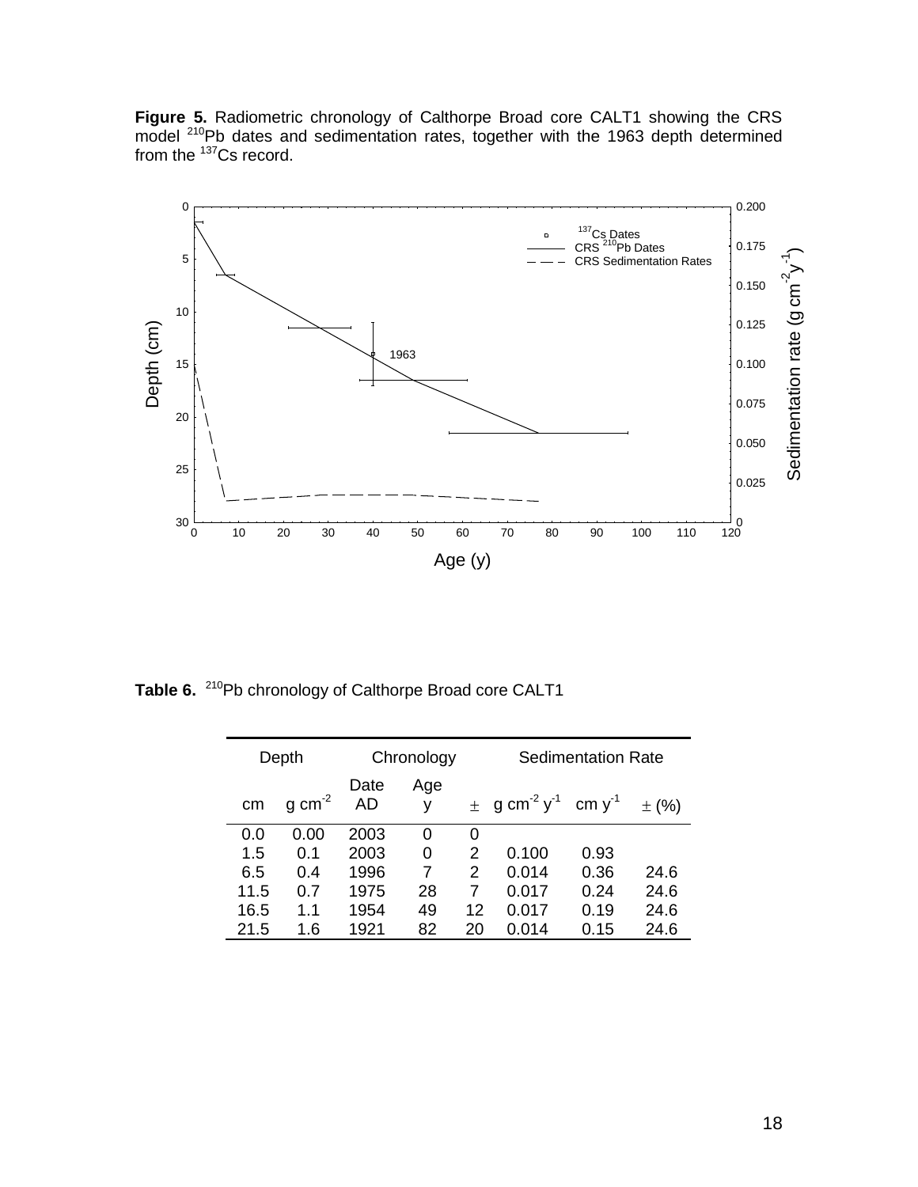**Figure 5.** Radiometric chronology of Calthorpe Broad core CALT1 showing the CRS model $^{210}Pb$ dates and sedimentation rates, together with the 1963 depth determined from the $^{137}Cs$ record.

**Table 6.** $^{210}Pb$ chronology of Calthorpe Broad core CALT1

| Depth | | Chronology | | | Sedimentation Rate | | |
|---|---|---|---|---|---|---|---|
| cm | g cm$^{-2}$ | Date AD | Age y | ± | g cm$^{-2}$ y$^{-1}$ | cm y$^{-1}$ | ± (%) |
| 0.0 | 0.00 | 2003 | 0 | 0 | | | |
| 1.5 | 0.1 | 2003 | 0 | 2 | 0.100 | 0.93 | |
| 6.5 | 0.4 | 1996 | 7 | 2 | 0.014 | 0.36 | 24.6 |
| 11.5 | 0.7 | 1975 | 28 | 7 | 0.017 | 0.24 | 24.6 |
| 16.5 | 1.1 | 1954 | 49 | 12 | 0.017 | 0.19 | 24.6 |
| 21.5 | 1.6 | 1921 | 82 | 20 | 0.014 | 0.15 | 24.6 |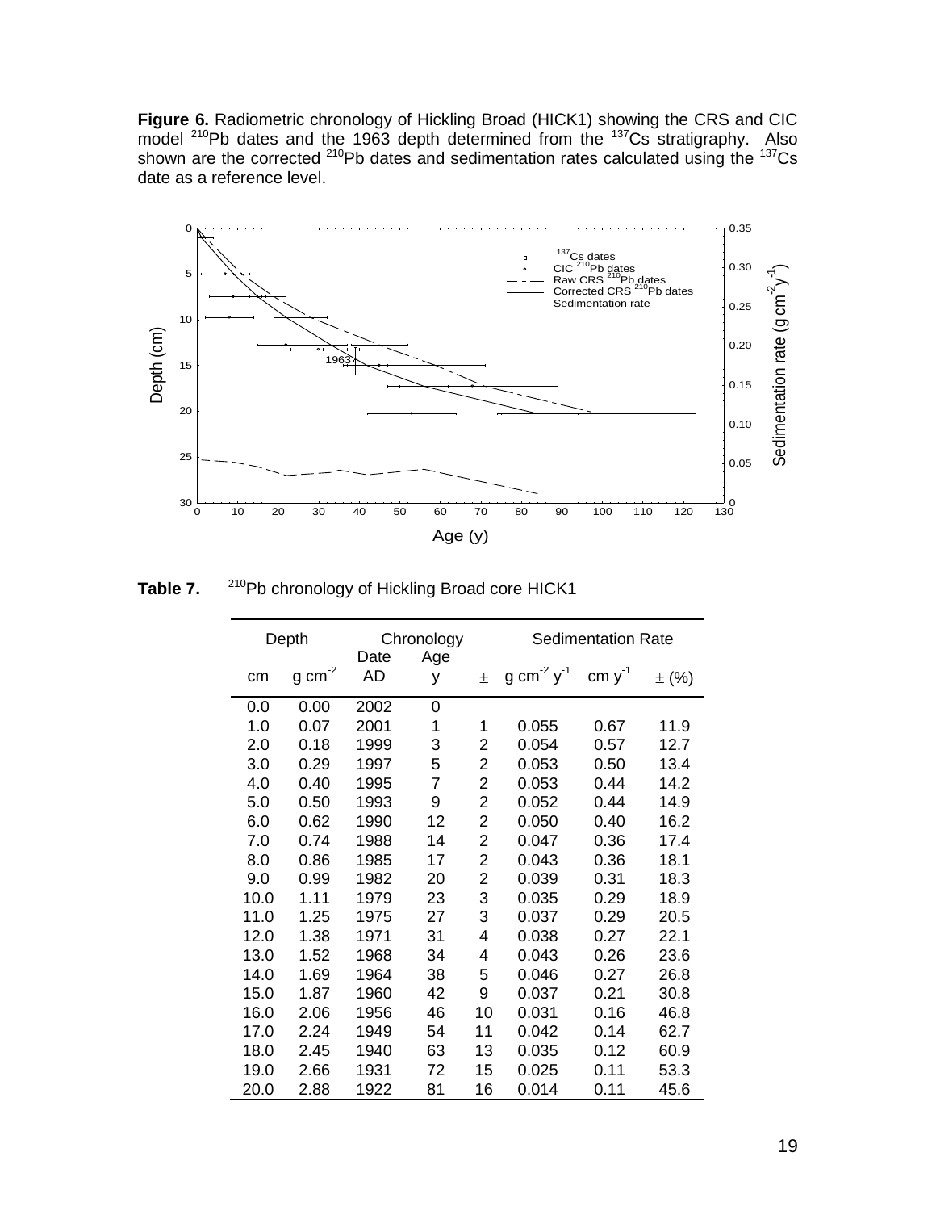**Figure 6.** Radiometric chronology of Hickling Broad (HICK1) showing the CRS and CIC model $^{210}$Pb dates and the 1963 depth determined from the $^{137}$Cs stratigraphy. Also shown are the corrected $^{210}$Pb dates and sedimentation rates calculated using the $^{137}$Cs date as a reference level.

**Table 7.** $^{210}$Pb chronology of Hickling Broad core HICK1

| Depth | | Chronology | | | Sedimentation Rate | | |
|---|---|---|---|---|---|---|---|
| cm | g cm$^{-2}$ | Date AD | Age y | ± | g cm$^{-2}$ y$^{-1}$ | cm y$^{-1}$ | ± (%) |
| 0.0 | 0.00 | 2002 | 0 | | | | |
| 1.0 | 0.07 | 2001 | 1 | 1 | 0.055 | 0.67 | 11.9 |
| 2.0 | 0.18 | 1999 | 3 | 2 | 0.054 | 0.57 | 12.7 |
| 3.0 | 0.29 | 1997 | 5 | 2 | 0.053 | 0.50 | 13.4 |
| 4.0 | 0.40 | 1995 | 7 | 2 | 0.053 | 0.44 | 14.2 |
| 5.0 | 0.50 | 1993 | 9 | 2 | 0.052 | 0.44 | 14.9 |
| 6.0 | 0.62 | 1990 | 12 | 2 | 0.050 | 0.40 | 16.2 |
| 7.0 | 0.74 | 1988 | 14 | 2 | 0.047 | 0.36 | 17.4 |
| 8.0 | 0.86 | 1985 | 17 | 2 | 0.043 | 0.36 | 18.1 |
| 9.0 | 0.99 | 1982 | 20 | 2 | 0.039 | 0.31 | 18.3 |
| 10.0 | 1.11 | 1979 | 23 | 3 | 0.035 | 0.29 | 18.9 |
| 11.0 | 1.25 | 1975 | 27 | 3 | 0.037 | 0.29 | 20.5 |
| 12.0 | 1.38 | 1971 | 31 | 4 | 0.038 | 0.27 | 22.1 |
| 13.0 | 1.52 | 1968 | 34 | 4 | 0.043 | 0.26 | 23.6 |
| 14.0 | 1.69 | 1964 | 38 | 5 | 0.046 | 0.27 | 26.8 |
| 15.0 | 1.87 | 1960 | 42 | 9 | 0.037 | 0.21 | 30.8 |
| 16.0 | 2.06 | 1956 | 46 | 10 | 0.031 | 0.16 | 46.8 |
| 17.0 | 2.24 | 1949 | 54 | 11 | 0.042 | 0.14 | 62.7 |
| 18.0 | 2.45 | 1940 | 63 | 13 | 0.035 | 0.12 | 60.9 |
| 19.0 | 2.66 | 1931 | 72 | 15 | 0.025 | 0.11 | 53.3 |
| 20.0 | 2.88 | 1922 | 81 | 16 | 0.014 | 0.11 | 45.6 |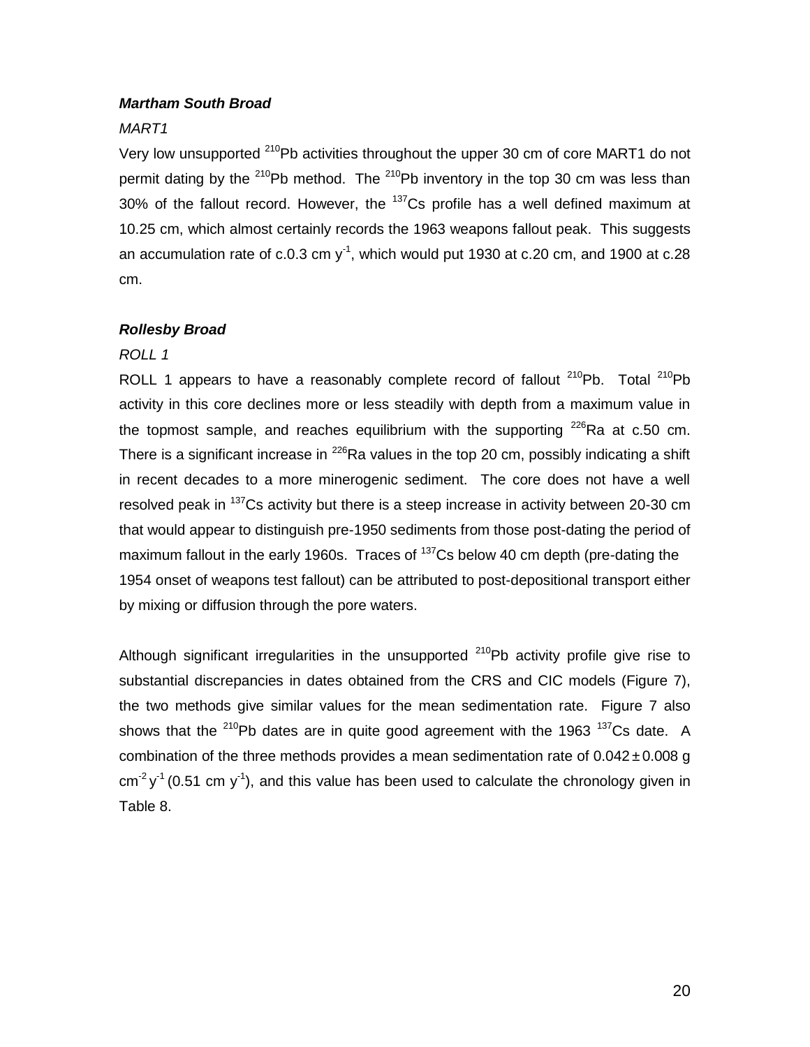***Martham South Broad***

*MART1*

Very low unsupported $^{210}Pb$ activities throughout the upper 30 cm of core MART1 do not permit dating by the $^{210}Pb$ method. The $^{210}Pb$ inventory in the top 30 cm was less than 30% of the fallout record. However, the $^{137}Cs$ profile has a well defined maximum at 10.25 cm, which almost certainly records the 1963 weapons fallout peak. This suggests an accumulation rate of c.0.3 cm $y^{-1}$, which would put 1930 at c.20 cm, and 1900 at c.28 cm.

***Rollesby Broad***

*ROLL 1*

ROLL 1 appears to have a reasonably complete record of fallout $^{210}Pb$. Total $^{210}Pb$ activity in this core declines more or less steadily with depth from a maximum value in the topmost sample, and reaches equilibrium with the supporting $^{226}Ra$ at c.50 cm. There is a significant increase in $^{226}Ra$ values in the top 20 cm, possibly indicating a shift in recent decades to a more minerogenic sediment. The core does not have a well resolved peak in $^{137}Cs$ activity but there is a steep increase in activity between 20-30 cm that would appear to distinguish pre-1950 sediments from those post-dating the period of maximum fallout in the early 1960s. Traces of $^{137}Cs$ below 40 cm depth (pre-dating the 1954 onset of weapons test fallout) can be attributed to post-depositional transport either by mixing or diffusion through the pore waters.

Although significant irregularities in the unsupported $^{210}Pb$ activity profile give rise to substantial discrepancies in dates obtained from the CRS and CIC models (Figure 7), the two methods give similar values for the mean sedimentation rate. Figure 7 also shows that the $^{210}Pb$ dates are in quite good agreement with the 1963 $^{137}Cs$ date. A combination of the three methods provides a mean sedimentation rate of $0.042 \pm 0.008$ g $cm^{-2}\,y^{-1}$ (0.51 cm $y^{-1}$), and this value has been used to calculate the chronology given in Table 8.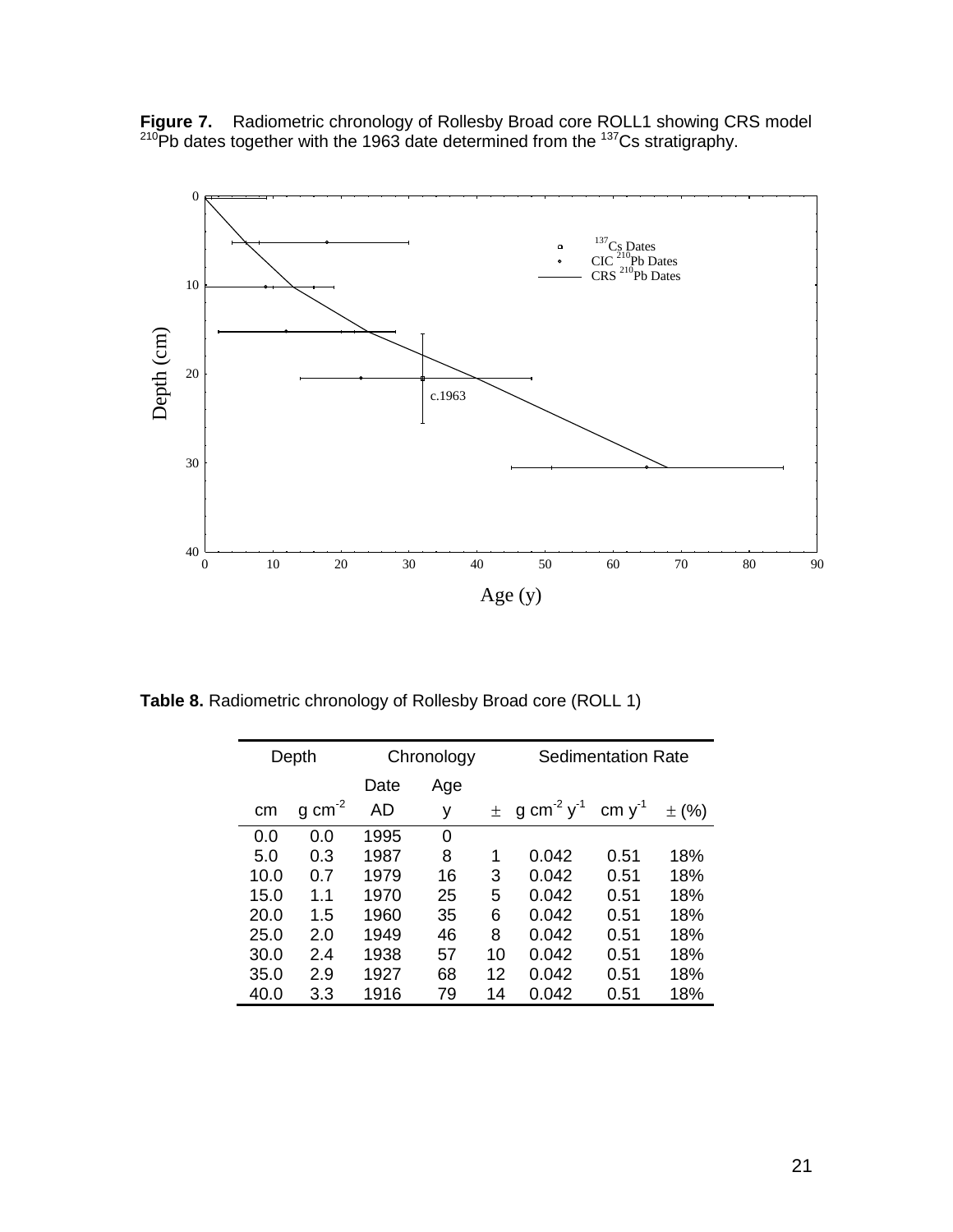**Figure 7.** Radiometric chronology of Rollesby Broad core ROLL1 showing CRS model $^{210}Pb$ dates together with the 1963 date determined from the $^{137}Cs$ stratigraphy.

**Table 8.** Radiometric chronology of Rollesby Broad core (ROLL 1)

| Depth | | Chronology | | | Sedimentation Rate | | |
|---|---|---|---|---|---|---|---|
| | | Date | Age | | | | |
| cm | g cm$^{-2}$ | AD | y | ± | g cm$^{-2}$ y$^{-1}$ | cm y$^{-1}$ | ± (%) |
| 0.0 | 0.0 | 1995 | 0 | | | | |
| 5.0 | 0.3 | 1987 | 8 | 1 | 0.042 | 0.51 | 18% |
| 10.0 | 0.7 | 1979 | 16 | 3 | 0.042 | 0.51 | 18% |
| 15.0 | 1.1 | 1970 | 25 | 5 | 0.042 | 0.51 | 18% |
| 20.0 | 1.5 | 1960 | 35 | 6 | 0.042 | 0.51 | 18% |
| 25.0 | 2.0 | 1949 | 46 | 8 | 0.042 | 0.51 | 18% |
| 30.0 | 2.4 | 1938 | 57 | 10 | 0.042 | 0.51 | 18% |
| 35.0 | 2.9 | 1927 | 68 | 12 | 0.042 | 0.51 | 18% |
| 40.0 | 3.3 | 1916 | 79 | 14 | 0.042 | 0.51 | 18% |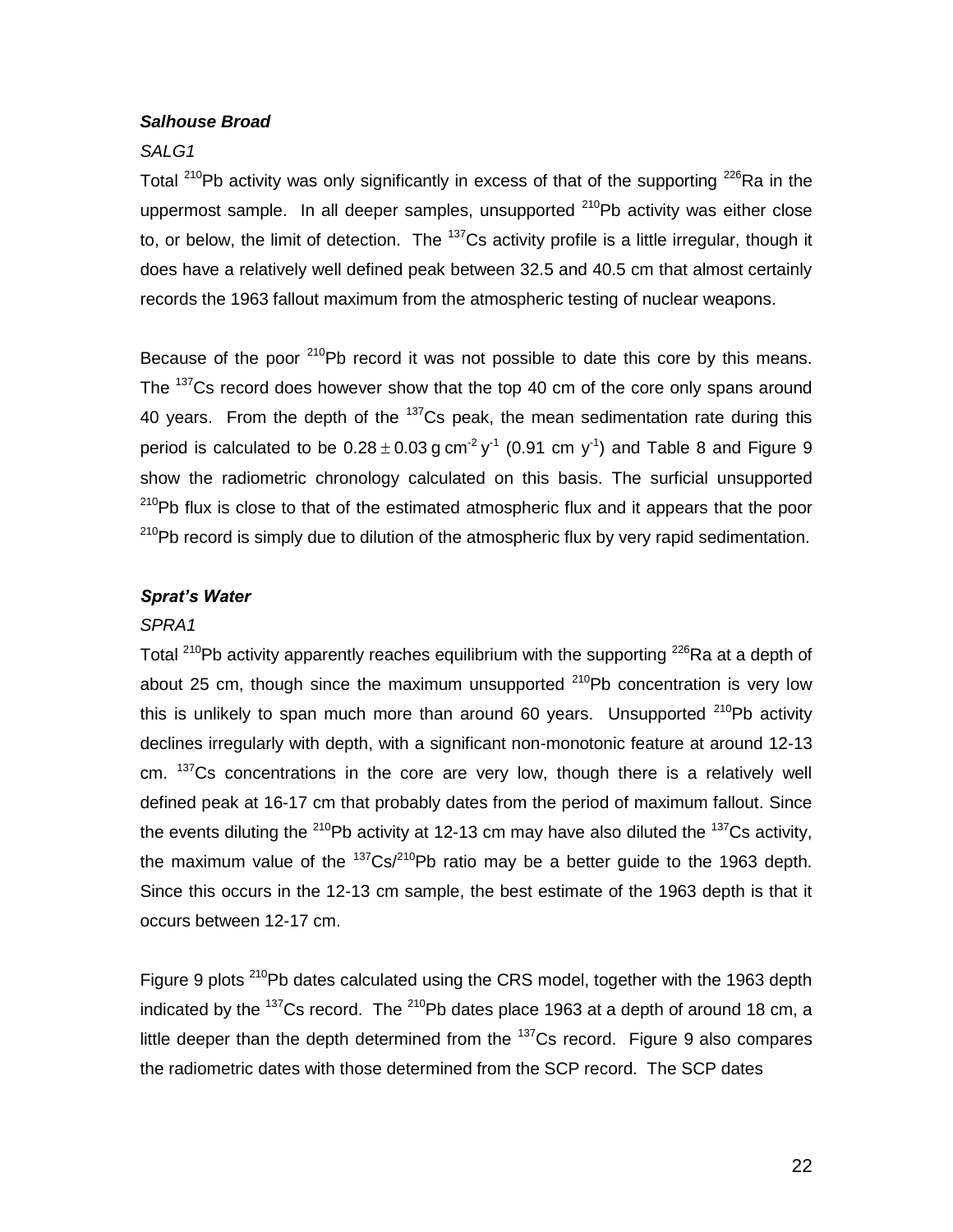### *Salhouse Broad*

*SALG1*

Total $^{210}Pb$ activity was only significantly in excess of that of the supporting $^{226}Ra$ in the uppermost sample. In all deeper samples, unsupported $^{210}Pb$ activity was either close to, or below, the limit of detection. The $^{137}Cs$ activity profile is a little irregular, though it does have a relatively well defined peak between 32.5 and 40.5 cm that almost certainly records the 1963 fallout maximum from the atmospheric testing of nuclear weapons.

Because of the poor $^{210}Pb$ record it was not possible to date this core by this means. The $^{137}Cs$ record does however show that the top 40 cm of the core only spans around 40 years. From the depth of the $^{137}Cs$ peak, the mean sedimentation rate during this period is calculated to be $0.28 \pm 0.03$ g cm$^{-2}$ y$^{-1}$ (0.91 cm y$^{-1}$) and Table 8 and Figure 9 show the radiometric chronology calculated on this basis. The surficial unsupported $^{210}Pb$ flux is close to that of the estimated atmospheric flux and it appears that the poor $^{210}Pb$ record is simply due to dilution of the atmospheric flux by very rapid sedimentation.

### *Sprat's Water*

*SPRA1*

Total $^{210}Pb$ activity apparently reaches equilibrium with the supporting $^{226}Ra$ at a depth of about 25 cm, though since the maximum unsupported $^{210}Pb$ concentration is very low this is unlikely to span much more than around 60 years. Unsupported $^{210}Pb$ activity declines irregularly with depth, with a significant non-monotonic feature at around 12-13 cm. $^{137}Cs$ concentrations in the core are very low, though there is a relatively well defined peak at 16-17 cm that probably dates from the period of maximum fallout. Since the events diluting the $^{210}Pb$ activity at 12-13 cm may have also diluted the $^{137}Cs$ activity, the maximum value of the $^{137}Cs/^{210}Pb$ ratio may be a better guide to the 1963 depth. Since this occurs in the 12-13 cm sample, the best estimate of the 1963 depth is that it occurs between 12-17 cm.

Figure 9 plots $^{210}Pb$ dates calculated using the CRS model, together with the 1963 depth indicated by the $^{137}Cs$ record. The $^{210}Pb$ dates place 1963 at a depth of around 18 cm, a little deeper than the depth determined from the $^{137}Cs$ record. Figure 9 also compares the radiometric dates with those determined from the SCP record. The SCP dates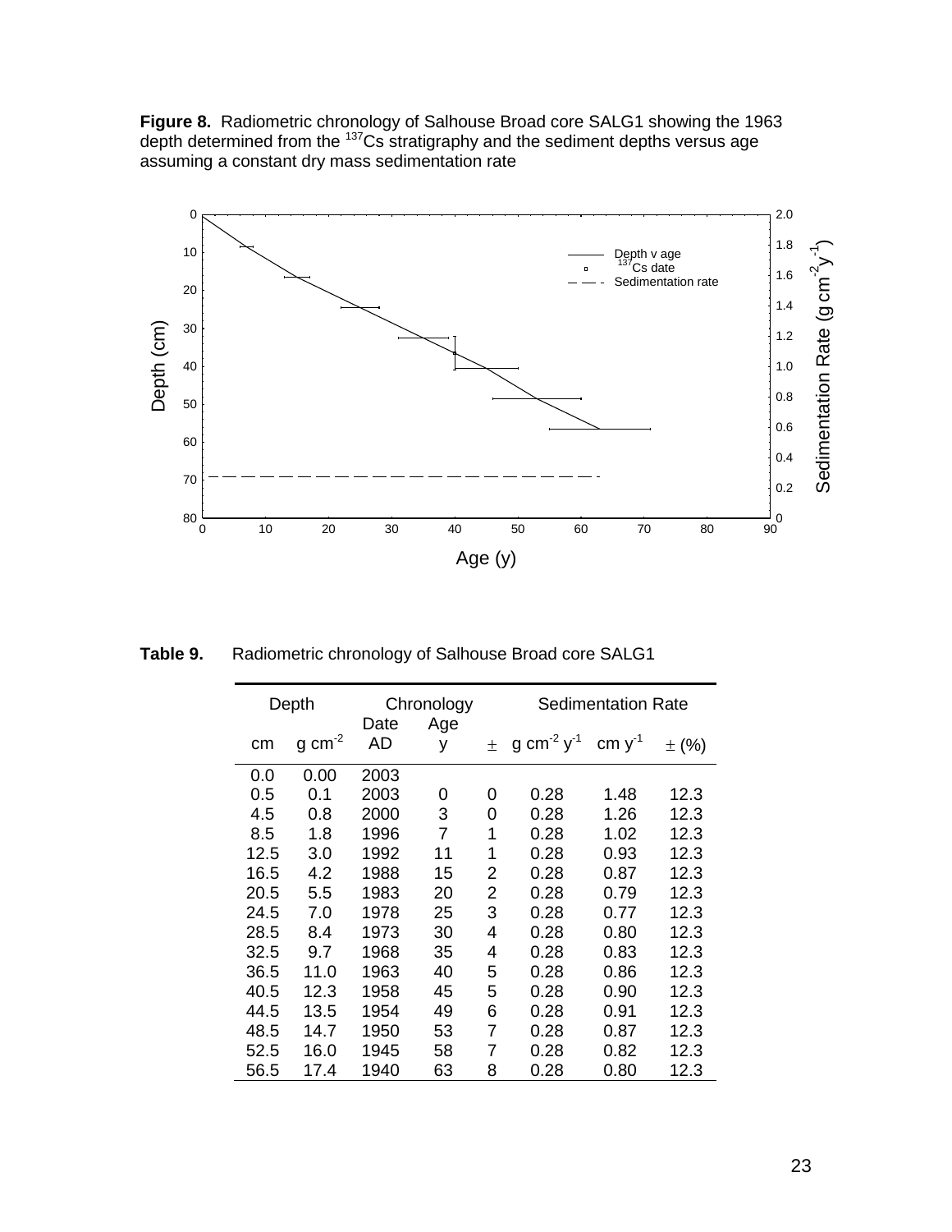**Figure 8.** Radiometric chronology of Salhouse Broad core SALG1 showing the 1963 depth determined from the $^{137}$Cs stratigraphy and the sediment depths versus age assuming a constant dry mass sedimentation rate

**Table 9.** Radiometric chronology of Salhouse Broad core SALG1

| Depth | | Chronology | | | Sedimentation Rate | | |
|---|---|---|---|---|---|---|---|
| cm | g cm$^{-2}$ | Date AD | Age y | ± | g cm$^{-2}$ y$^{-1}$ | cm y$^{-1}$ | ± (%) |
| 0.0 | 0.00 | 2003 | | | | | |
| 0.5 | 0.1 | 2003 | 0 | 0 | 0.28 | 1.48 | 12.3 |
| 4.5 | 0.8 | 2000 | 3 | 0 | 0.28 | 1.26 | 12.3 |
| 8.5 | 1.8 | 1996 | 7 | 1 | 0.28 | 1.02 | 12.3 |
| 12.5 | 3.0 | 1992 | 11 | 1 | 0.28 | 0.93 | 12.3 |
| 16.5 | 4.2 | 1988 | 15 | 2 | 0.28 | 0.87 | 12.3 |
| 20.5 | 5.5 | 1983 | 20 | 2 | 0.28 | 0.79 | 12.3 |
| 24.5 | 7.0 | 1978 | 25 | 3 | 0.28 | 0.77 | 12.3 |
| 28.5 | 8.4 | 1973 | 30 | 4 | 0.28 | 0.80 | 12.3 |
| 32.5 | 9.7 | 1968 | 35 | 4 | 0.28 | 0.83 | 12.3 |
| 36.5 | 11.0 | 1963 | 40 | 5 | 0.28 | 0.86 | 12.3 |
| 40.5 | 12.3 | 1958 | 45 | 5 | 0.28 | 0.90 | 12.3 |
| 44.5 | 13.5 | 1954 | 49 | 6 | 0.28 | 0.91 | 12.3 |
| 48.5 | 14.7 | 1950 | 53 | 7 | 0.28 | 0.87 | 12.3 |
| 52.5 | 16.0 | 1945 | 58 | 7 | 0.28 | 0.82 | 12.3 |
| 56.5 | 17.4 | 1940 | 63 | 8 | 0.28 | 0.80 | 12.3 |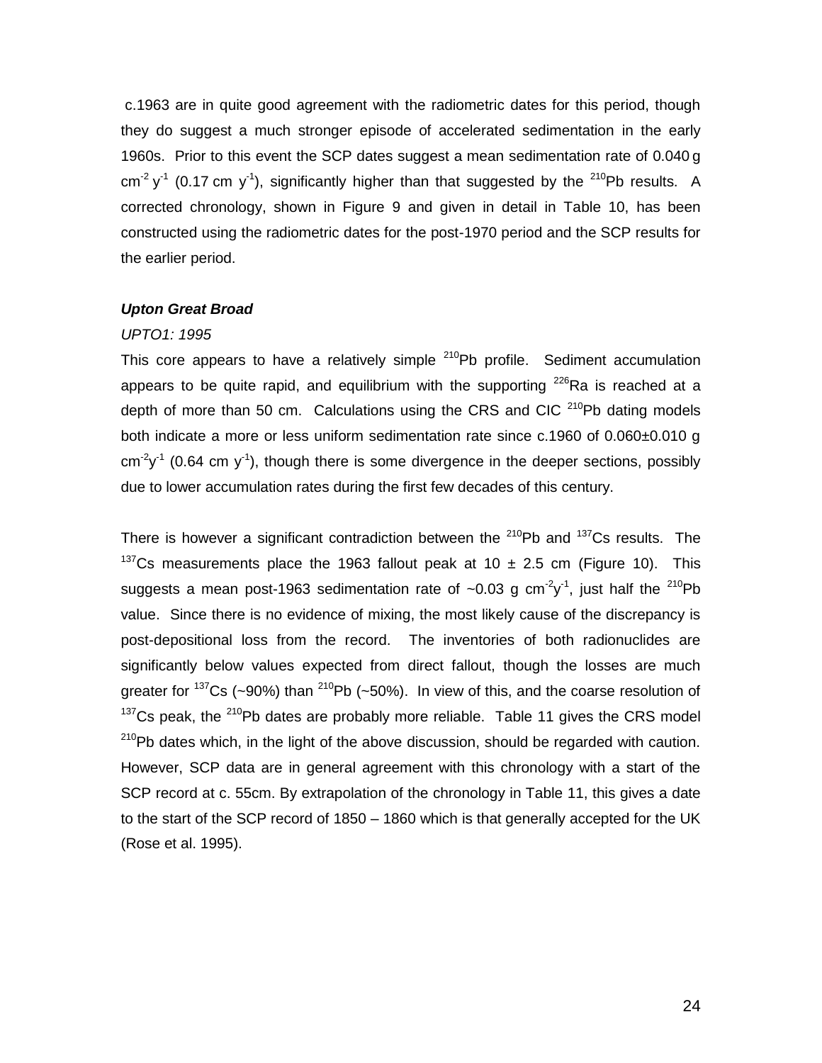c.1963 are in quite good agreement with the radiometric dates for this period, though they do suggest a much stronger episode of accelerated sedimentation in the early 1960s. Prior to this event the SCP dates suggest a mean sedimentation rate of 0.040 g $cm^{-2}$ $y^{-1}$ (0.17 cm $y^{-1}$), significantly higher than that suggested by the $^{210}Pb$ results. A corrected chronology, shown in Figure 9 and given in detail in Table 10, has been constructed using the radiometric dates for the post-1970 period and the SCP results for the earlier period.

***Upton Great Broad***

*UPTO1: 1995*

This core appears to have a relatively simple $^{210}Pb$ profile. Sediment accumulation appears to be quite rapid, and equilibrium with the supporting $^{226}Ra$ is reached at a depth of more than 50 cm. Calculations using the CRS and CIC $^{210}Pb$ dating models both indicate a more or less uniform sedimentation rate since c.1960 of 0.060±0.010 g $cm^{-2}y^{-1}$ (0.64 cm $y^{-1}$), though there is some divergence in the deeper sections, possibly due to lower accumulation rates during the first few decades of this century.

There is however a significant contradiction between the $^{210}Pb$ and $^{137}Cs$ results. The $^{137}Cs$ measurements place the 1963 fallout peak at 10 ± 2.5 cm (Figure 10). This suggests a mean post-1963 sedimentation rate of ~0.03 g $cm^{-2}y^{-1}$, just half the $^{210}Pb$ value. Since there is no evidence of mixing, the most likely cause of the discrepancy is post-depositional loss from the record. The inventories of both radionuclides are significantly below values expected from direct fallout, though the losses are much greater for $^{137}Cs$ (~90%) than $^{210}Pb$ (~50%). In view of this, and the coarse resolution of $^{137}Cs$ peak, the $^{210}Pb$ dates are probably more reliable. Table 11 gives the CRS model $^{210}Pb$ dates which, in the light of the above discussion, should be regarded with caution. However, SCP data are in general agreement with this chronology with a start of the SCP record at c. 55cm. By extrapolation of the chronology in Table 11, this gives a date to the start of the SCP record of 1850 – 1860 which is that generally accepted for the UK (Rose et al. 1995).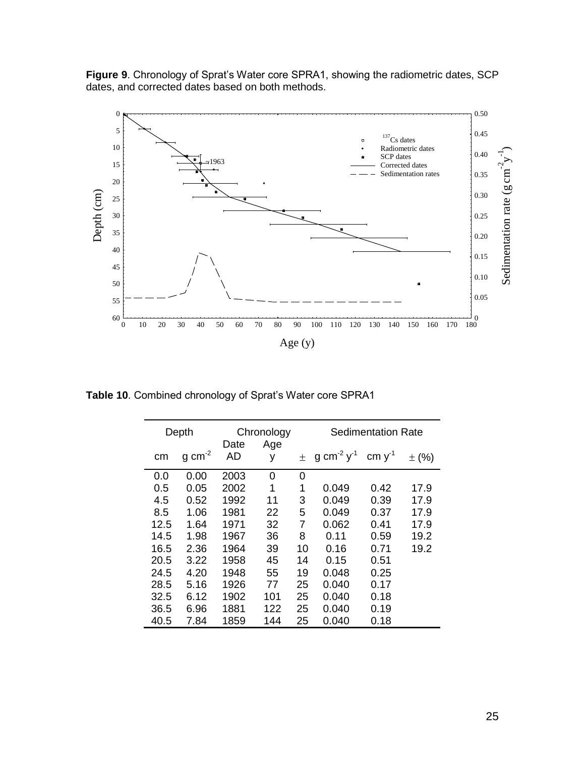**Figure 9**. Chronology of Sprat's Water core SPRA1, showing the radiometric dates, SCP dates, and corrected dates based on both methods.

**Table 10**. Combined chronology of Sprat's Water core SPRA1

| Depth | | Chronology | | | Sedimentation Rate | | |
|---|---|---|---|---|---|---|---|
| cm | g cm$^{-2}$ | Date AD | Age y | ± | g cm$^{-2}$ y$^{-1}$ | cm y$^{-1}$ | ± (%) |
| 0.0 | 0.00 | 2003 | 0 | 0 | | | |
| 0.5 | 0.05 | 2002 | 1 | 1 | 0.049 | 0.42 | 17.9 |
| 4.5 | 0.52 | 1992 | 11 | 3 | 0.049 | 0.39 | 17.9 |
| 8.5 | 1.06 | 1981 | 22 | 5 | 0.049 | 0.37 | 17.9 |
| 12.5 | 1.64 | 1971 | 32 | 7 | 0.062 | 0.41 | 17.9 |
| 14.5 | 1.98 | 1967 | 36 | 8 | 0.11 | 0.59 | 19.2 |
| 16.5 | 2.36 | 1964 | 39 | 10 | 0.16 | 0.71 | 19.2 |
| 20.5 | 3.22 | 1958 | 45 | 14 | 0.15 | 0.51 | |
| 24.5 | 4.20 | 1948 | 55 | 19 | 0.048 | 0.25 | |
| 28.5 | 5.16 | 1926 | 77 | 25 | 0.040 | 0.17 | |
| 32.5 | 6.12 | 1902 | 101 | 25 | 0.040 | 0.18 | |
| 36.5 | 6.96 | 1881 | 122 | 25 | 0.040 | 0.19 | |
| 40.5 | 7.84 | 1859 | 144 | 25 | 0.040 | 0.18 | |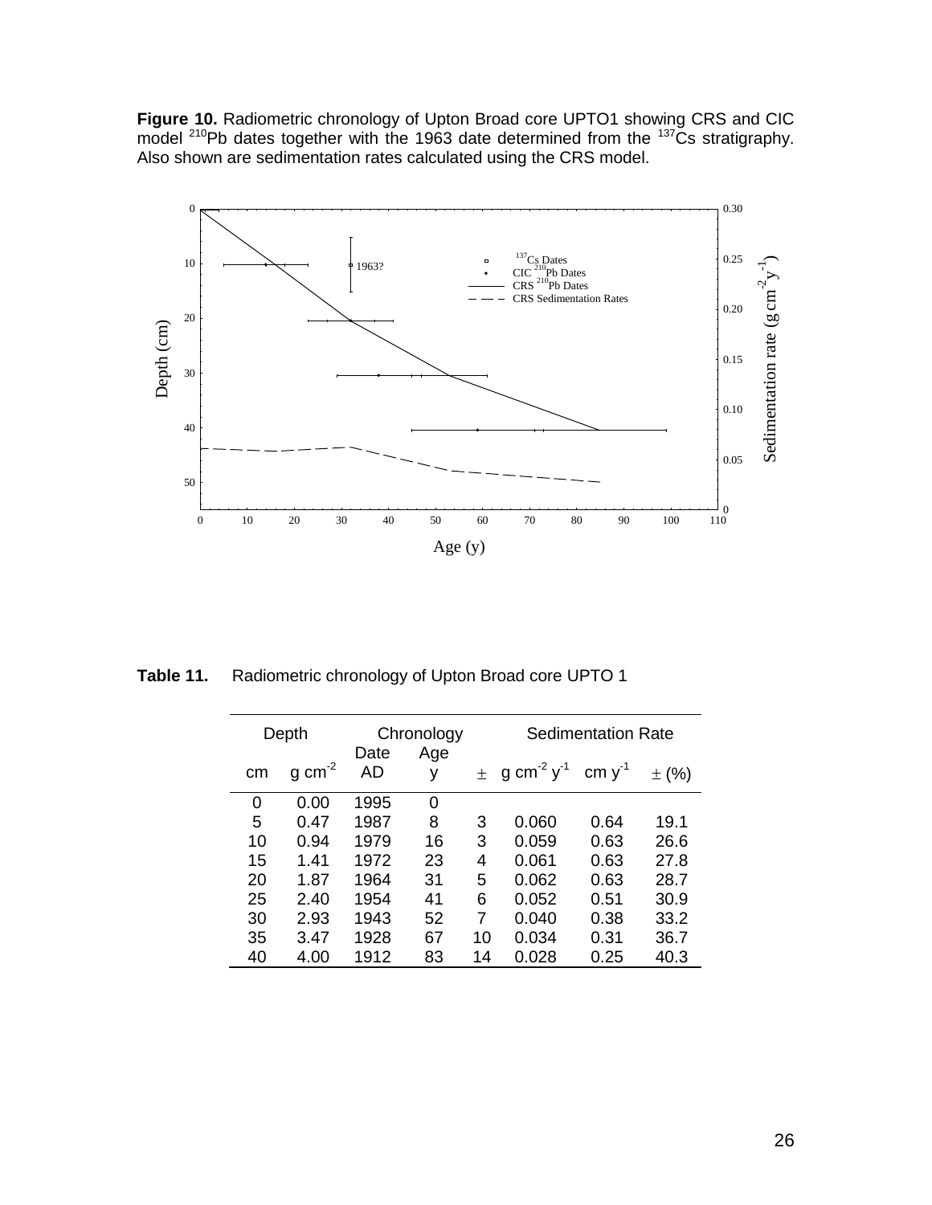**Figure 10.** Radiometric chronology of Upton Broad core UPTO1 showing CRS and CIC model $^{210}Pb$ dates together with the 1963 date determined from the $^{137}Cs$ stratigraphy. Also shown are sedimentation rates calculated using the CRS model.

**Table 11.** Radiometric chronology of Upton Broad core UPTO 1

| Depth | | Chronology | | | Sedimentation Rate | | |
|---|---|---|---|---|---|---|---|
| cm | g cm$^{-2}$ | Date AD | Age y | ± | g cm$^{-2}$ y$^{-1}$ | cm y$^{-1}$ | ± (%) |
| 0 | 0.00 | 1995 | 0 | | | | |
| 5 | 0.47 | 1987 | 8 | 3 | 0.060 | 0.64 | 19.1 |
| 10 | 0.94 | 1979 | 16 | 3 | 0.059 | 0.63 | 26.6 |
| 15 | 1.41 | 1972 | 23 | 4 | 0.061 | 0.63 | 27.8 |
| 20 | 1.87 | 1964 | 31 | 5 | 0.062 | 0.63 | 28.7 |
| 25 | 2.40 | 1954 | 41 | 6 | 0.052 | 0.51 | 30.9 |
| 30 | 2.93 | 1943 | 52 | 7 | 0.040 | 0.38 | 33.2 |
| 35 | 3.47 | 1928 | 67 | 10 | 0.034 | 0.31 | 36.7 |
| 40 | 4.00 | 1912 | 83 | 14 | 0.028 | 0.25 | 40.3 |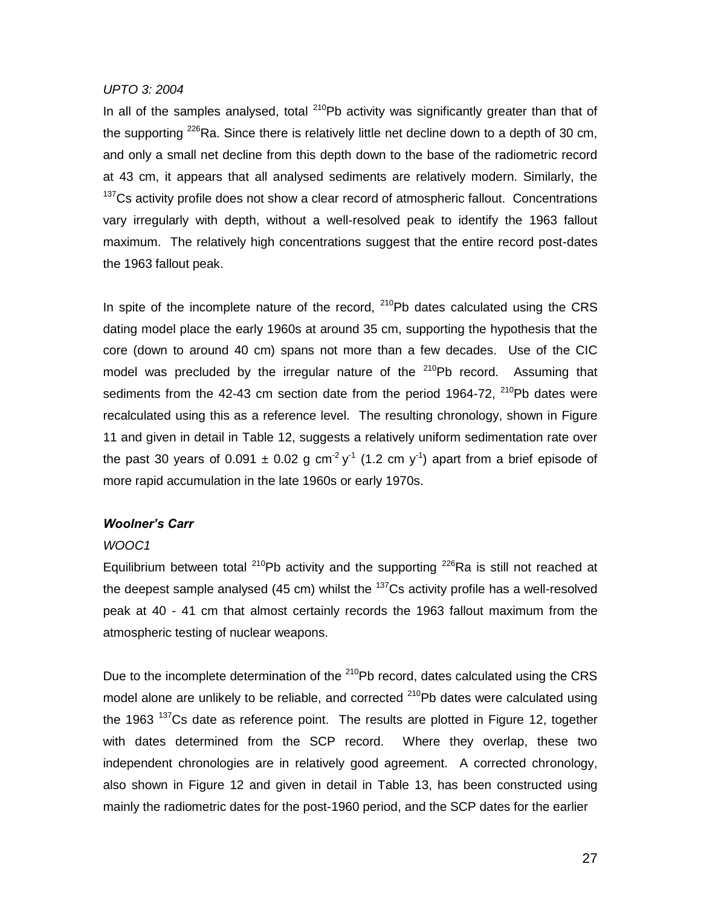*UPTO 3: 2004*

In all of the samples analysed, total $^{210}Pb$ activity was significantly greater than that of the supporting $^{226}Ra$. Since there is relatively little net decline down to a depth of 30 cm, and only a small net decline from this depth down to the base of the radiometric record at 43 cm, it appears that all analysed sediments are relatively modern. Similarly, the $^{137}Cs$ activity profile does not show a clear record of atmospheric fallout. Concentrations vary irregularly with depth, without a well-resolved peak to identify the 1963 fallout maximum. The relatively high concentrations suggest that the entire record post-dates the 1963 fallout peak.

In spite of the incomplete nature of the record, $^{210}Pb$ dates calculated using the CRS dating model place the early 1960s at around 35 cm, supporting the hypothesis that the core (down to around 40 cm) spans not more than a few decades. Use of the CIC model was precluded by the irregular nature of the $^{210}Pb$ record. Assuming that sediments from the 42-43 cm section date from the period 1964-72, $^{210}Pb$ dates were recalculated using this as a reference level. The resulting chronology, shown in Figure 11 and given in detail in Table 12, suggests a relatively uniform sedimentation rate over the past 30 years of $0.091 \pm 0.02$ g cm$^{-2}$ y$^{-1}$ (1.2 cm y$^{-1}$) apart from a brief episode of more rapid accumulation in the late 1960s or early 1970s.

### *Woolner's Carr*

*WOOC1*

Equilibrium between total $^{210}Pb$ activity and the supporting $^{226}Ra$ is still not reached at the deepest sample analysed (45 cm) whilst the $^{137}Cs$ activity profile has a well-resolved peak at 40 - 41 cm that almost certainly records the 1963 fallout maximum from the atmospheric testing of nuclear weapons.

Due to the incomplete determination of the $^{210}Pb$ record, dates calculated using the CRS model alone are unlikely to be reliable, and corrected $^{210}Pb$ dates were calculated using the 1963 $^{137}Cs$ date as reference point. The results are plotted in Figure 12, together with dates determined from the SCP record. Where they overlap, these two independent chronologies are in relatively good agreement. A corrected chronology, also shown in Figure 12 and given in detail in Table 13, has been constructed using mainly the radiometric dates for the post-1960 period, and the SCP dates for the earlier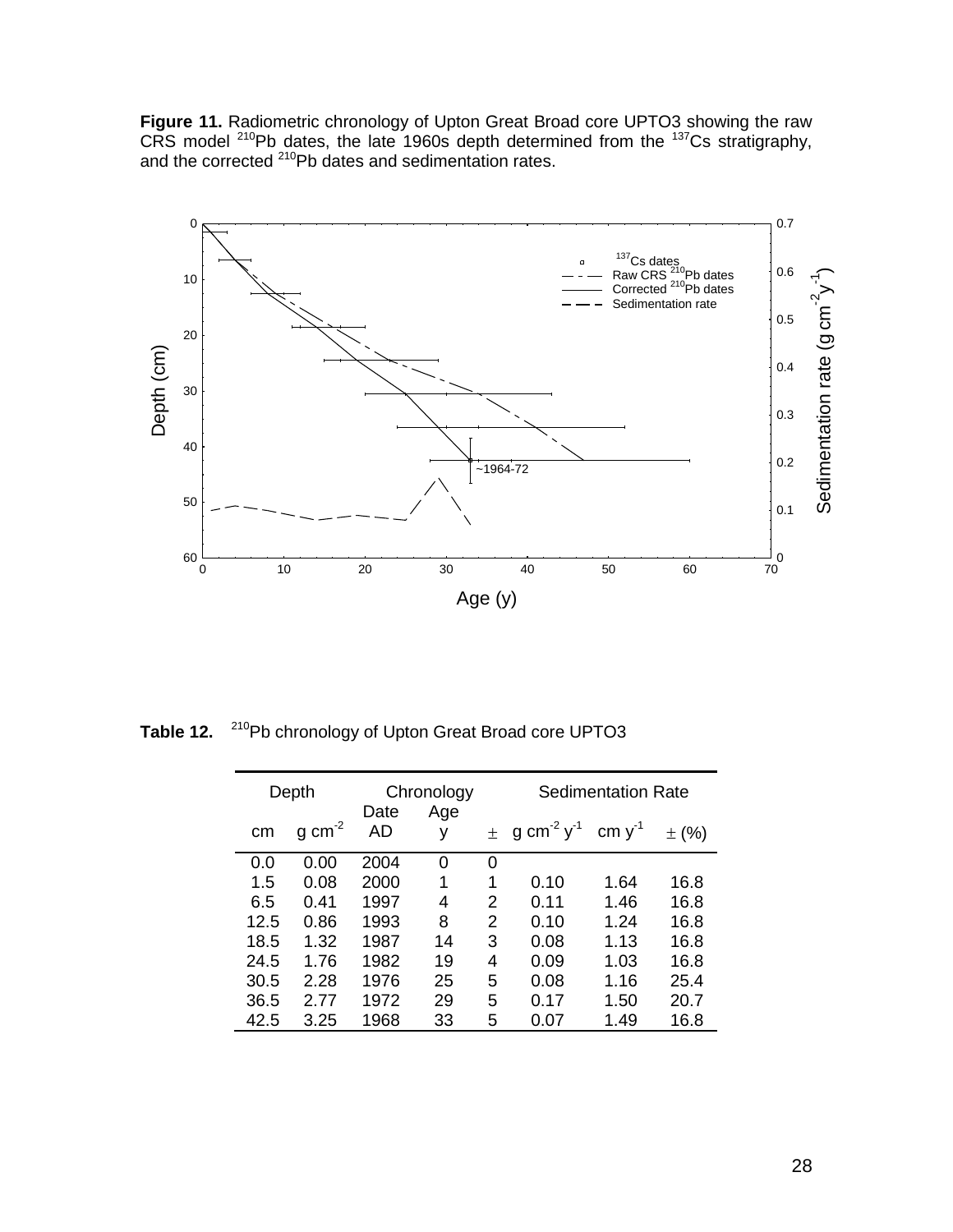**Figure 11.** Radiometric chronology of Upton Great Broad core UPTO3 showing the raw CRS model $^{210}$Pb dates, the late 1960s depth determined from the $^{137}$Cs stratigraphy, and the corrected $^{210}$Pb dates and sedimentation rates.

**Table 12.** $^{210}$Pb chronology of Upton Great Broad core UPTO3

| Depth | | Chronology | | | Sedimentation Rate | | |
|---|---|---|---|---|---|---|---|
| cm | g cm$^{-2}$ | Date AD | Age y | ± | g cm$^{-2}$ y$^{-1}$ | cm y$^{-1}$ | ± (%) |
| 0.0 | 0.00 | 2004 | 0 | 0 | | | |
| 1.5 | 0.08 | 2000 | 1 | 1 | 0.10 | 1.64 | 16.8 |
| 6.5 | 0.41 | 1997 | 4 | 2 | 0.11 | 1.46 | 16.8 |
| 12.5 | 0.86 | 1993 | 8 | 2 | 0.10 | 1.24 | 16.8 |
| 18.5 | 1.32 | 1987 | 14 | 3 | 0.08 | 1.13 | 16.8 |
| 24.5 | 1.76 | 1982 | 19 | 4 | 0.09 | 1.03 | 16.8 |
| 30.5 | 2.28 | 1976 | 25 | 5 | 0.08 | 1.16 | 25.4 |
| 36.5 | 2.77 | 1972 | 29 | 5 | 0.17 | 1.50 | 20.7 |
| 42.5 | 3.25 | 1968 | 33 | 5 | 0.07 | 1.49 | 16.8 |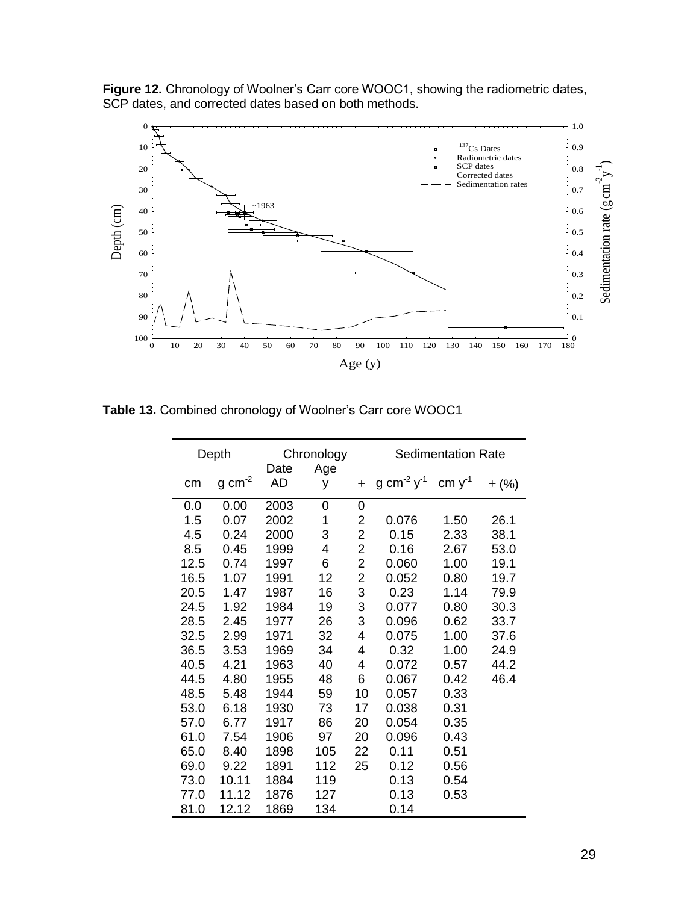**Figure 12.** Chronology of Woolner's Carr core WOOC1, showing the radiometric dates, SCP dates, and corrected dates based on both methods.

**Table 13.** Combined chronology of Woolner's Carr core WOOC1

| Depth | | Chronology | | | Sedimentation Rate | | |
|---|---|---|---|---|---|---|---|
| cm | g cm$^{-2}$ | Date AD | Age y | ± | g cm$^{-2}$ y$^{-1}$ | cm y$^{-1}$ | ± (%) |
| 0.0 | 0.00 | 2003 | 0 | 0 | | | |
| 1.5 | 0.07 | 2002 | 1 | 2 | 0.076 | 1.50 | 26.1 |
| 4.5 | 0.24 | 2000 | 3 | 2 | 0.15 | 2.33 | 38.1 |
| 8.5 | 0.45 | 1999 | 4 | 2 | 0.16 | 2.67 | 53.0 |
| 12.5 | 0.74 | 1997 | 6 | 2 | 0.060 | 1.00 | 19.1 |
| 16.5 | 1.07 | 1991 | 12 | 2 | 0.052 | 0.80 | 19.7 |
| 20.5 | 1.47 | 1987 | 16 | 3 | 0.23 | 1.14 | 79.9 |
| 24.5 | 1.92 | 1984 | 19 | 3 | 0.077 | 0.80 | 30.3 |
| 28.5 | 2.45 | 1977 | 26 | 3 | 0.096 | 0.62 | 33.7 |
| 32.5 | 2.99 | 1971 | 32 | 4 | 0.075 | 1.00 | 37.6 |
| 36.5 | 3.53 | 1969 | 34 | 4 | 0.32 | 1.00 | 24.9 |
| 40.5 | 4.21 | 1963 | 40 | 4 | 0.072 | 0.57 | 44.2 |
| 44.5 | 4.80 | 1955 | 48 | 6 | 0.067 | 0.42 | 46.4 |
| 48.5 | 5.48 | 1944 | 59 | 10 | 0.057 | 0.33 | |
| 53.0 | 6.18 | 1930 | 73 | 17 | 0.038 | 0.31 | |
| 57.0 | 6.77 | 1917 | 86 | 20 | 0.054 | 0.35 | |
| 61.0 | 7.54 | 1906 | 97 | 20 | 0.096 | 0.43 | |
| 65.0 | 8.40 | 1898 | 105 | 22 | 0.11 | 0.51 | |
| 69.0 | 9.22 | 1891 | 112 | 25 | 0.12 | 0.56 | |
| 73.0 | 10.11 | 1884 | 119 | | 0.13 | 0.54 | |
| 77.0 | 11.12 | 1876 | 127 | | 0.13 | 0.53 | |
| 81.0 | 12.12 | 1869 | 134 | | 0.14 | | |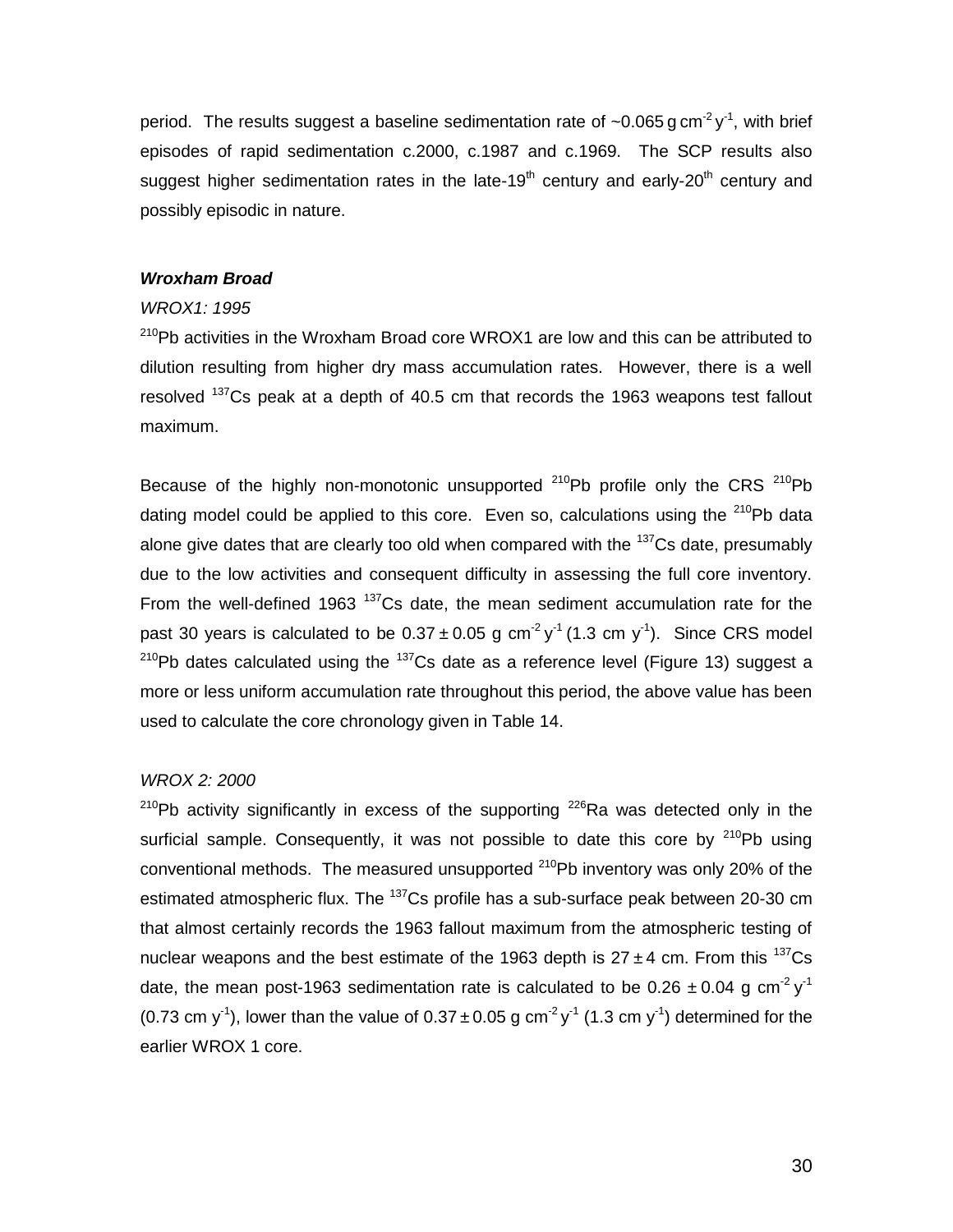period. The results suggest a baseline sedimentation rate of ~0.065 g cm$^{-2}$ y$^{-1}$, with brief episodes of rapid sedimentation c.2000, c.1987 and c.1969. The SCP results also suggest higher sedimentation rates in the late-19$^{th}$ century and early-20$^{th}$ century and possibly episodic in nature.

***Wroxham Broad***

*WROX1: 1995*

$^{210}$Pb activities in the Wroxham Broad core WROX1 are low and this can be attributed to dilution resulting from higher dry mass accumulation rates. However, there is a well resolved $^{137}$Cs peak at a depth of 40.5 cm that records the 1963 weapons test fallout maximum.

Because of the highly non-monotonic unsupported $^{210}$Pb profile only the CRS $^{210}$Pb dating model could be applied to this core. Even so, calculations using the $^{210}$Pb data alone give dates that are clearly too old when compared with the $^{137}$Cs date, presumably due to the low activities and consequent difficulty in assessing the full core inventory. From the well-defined 1963 $^{137}$Cs date, the mean sediment accumulation rate for the past 30 years is calculated to be $0.37 \pm 0.05$ g cm$^{-2}$ y$^{-1}$ (1.3 cm y$^{-1}$). Since CRS model $^{210}$Pb dates calculated using the $^{137}$Cs date as a reference level (Figure 13) suggest a more or less uniform accumulation rate throughout this period, the above value has been used to calculate the core chronology given in Table 14.

*WROX 2: 2000*

$^{210}$Pb activity significantly in excess of the supporting $^{226}$Ra was detected only in the surficial sample. Consequently, it was not possible to date this core by $^{210}$Pb using conventional methods. The measured unsupported $^{210}$Pb inventory was only 20% of the estimated atmospheric flux. The $^{137}$Cs profile has a sub-surface peak between 20-30 cm that almost certainly records the 1963 fallout maximum from the atmospheric testing of nuclear weapons and the best estimate of the 1963 depth is $27 \pm 4$ cm. From this $^{137}$Cs date, the mean post-1963 sedimentation rate is calculated to be $0.26 \pm 0.04$ g cm$^{-2}$ y$^{-1}$ (0.73 cm y$^{-1}$), lower than the value of $0.37 \pm 0.05$ g cm$^{-2}$ y$^{-1}$ (1.3 cm y$^{-1}$) determined for the earlier WROX 1 core.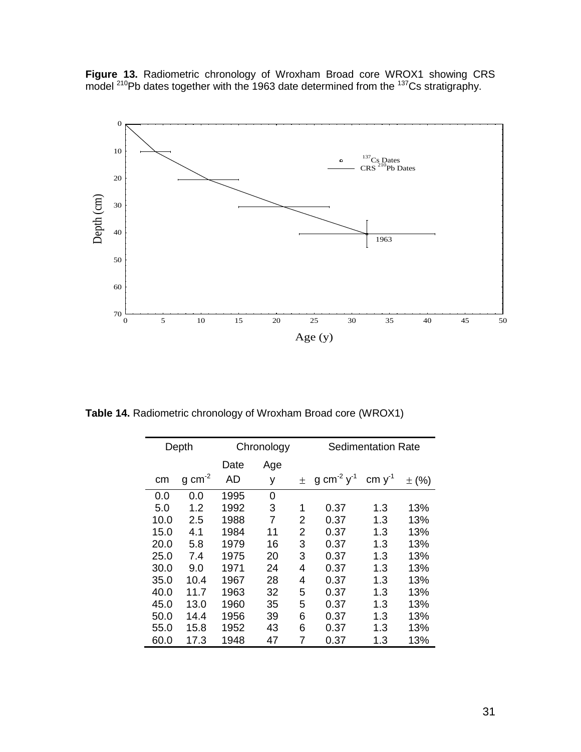**Figure 13.** Radiometric chronology of Wroxham Broad core WROX1 showing CRS model $^{210}$Pb dates together with the 1963 date determined from the $^{137}$Cs stratigraphy.

**Table 14.** Radiometric chronology of Wroxham Broad core (WROX1)

| Depth | | Chronology | | | Sedimentation Rate | | |
|---|---|---|---|---|---|---|---|
| | | Date | Age | | | | |
| cm | g cm$^{-2}$ | AD | y | ± | g cm$^{-2}$ y$^{-1}$ | cm y$^{-1}$ | ± (%) |
| 0.0 | 0.0 | 1995 | 0 | | | | |
| 5.0 | 1.2 | 1992 | 3 | 1 | 0.37 | 1.3 | 13% |
| 10.0 | 2.5 | 1988 | 7 | 2 | 0.37 | 1.3 | 13% |
| 15.0 | 4.1 | 1984 | 11 | 2 | 0.37 | 1.3 | 13% |
| 20.0 | 5.8 | 1979 | 16 | 3 | 0.37 | 1.3 | 13% |
| 25.0 | 7.4 | 1975 | 20 | 3 | 0.37 | 1.3 | 13% |
| 30.0 | 9.0 | 1971 | 24 | 4 | 0.37 | 1.3 | 13% |
| 35.0 | 10.4 | 1967 | 28 | 4 | 0.37 | 1.3 | 13% |
| 40.0 | 11.7 | 1963 | 32 | 5 | 0.37 | 1.3 | 13% |
| 45.0 | 13.0 | 1960 | 35 | 5 | 0.37 | 1.3 | 13% |
| 50.0 | 14.4 | 1956 | 39 | 6 | 0.37 | 1.3 | 13% |
| 55.0 | 15.8 | 1952 | 43 | 6 | 0.37 | 1.3 | 13% |
| 60.0 | 17.3 | 1948 | 47 | 7 | 0.37 | 1.3 | 13% |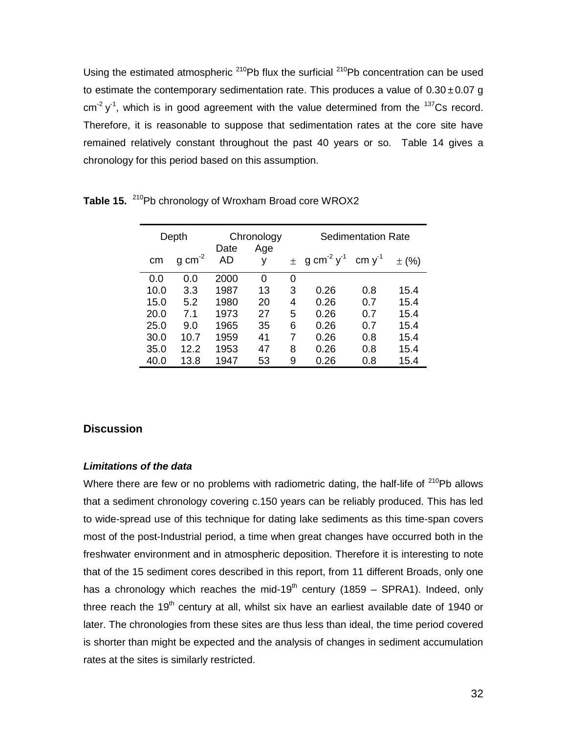Using the estimated atmospheric $^{210}$Pb flux the surficial $^{210}$Pb concentration can be used to estimate the contemporary sedimentation rate. This produces a value of 0.30 ± 0.07 g cm$^{-2}$ y$^{-1}$, which is in good agreement with the value determined from the $^{137}$Cs record. Therefore, it is reasonable to suppose that sedimentation rates at the core site have remained relatively constant throughout the past 40 years or so. Table 14 gives a chronology for this period based on this assumption.

**Table 15.** $^{210}$Pb chronology of Wroxham Broad core WROX2

| Depth | | Chronology | | | Sedimentation Rate | | |
|---|---|---|---|---|---|---|---|
| cm | g cm$^{-2}$ | Date AD | Age y | ± | g cm$^{-2}$ y$^{-1}$ | cm y$^{-1}$ | ± (%) |
| 0.0 | 0.0 | 2000 | 0 | 0 | | | |
| 10.0 | 3.3 | 1987 | 13 | 3 | 0.26 | 0.8 | 15.4 |
| 15.0 | 5.2 | 1980 | 20 | 4 | 0.26 | 0.7 | 15.4 |
| 20.0 | 7.1 | 1973 | 27 | 5 | 0.26 | 0.7 | 15.4 |
| 25.0 | 9.0 | 1965 | 35 | 6 | 0.26 | 0.7 | 15.4 |
| 30.0 | 10.7 | 1959 | 41 | 7 | 0.26 | 0.8 | 15.4 |
| 35.0 | 12.2 | 1953 | 47 | 8 | 0.26 | 0.8 | 15.4 |
| 40.0 | 13.8 | 1947 | 53 | 9 | 0.26 | 0.8 | 15.4 |

## Discussion

### *Limitations of the data*

Where there are few or no problems with radiometric dating, the half-life of $^{210}$Pb allows that a sediment chronology covering c.150 years can be reliably produced. This has led to wide-spread use of this technique for dating lake sediments as this time-span covers most of the post-Industrial period, a time when great changes have occurred both in the freshwater environment and in atmospheric deposition. Therefore it is interesting to note that of the 15 sediment cores described in this report, from 11 different Broads, only one has a chronology which reaches the mid-19$^{th}$ century (1859 – SPRA1). Indeed, only three reach the 19$^{th}$ century at all, whilst six have an earliest available date of 1940 or later. The chronologies from these sites are thus less than ideal, the time period covered is shorter than might be expected and the analysis of changes in sediment accumulation rates at the sites is similarly restricted.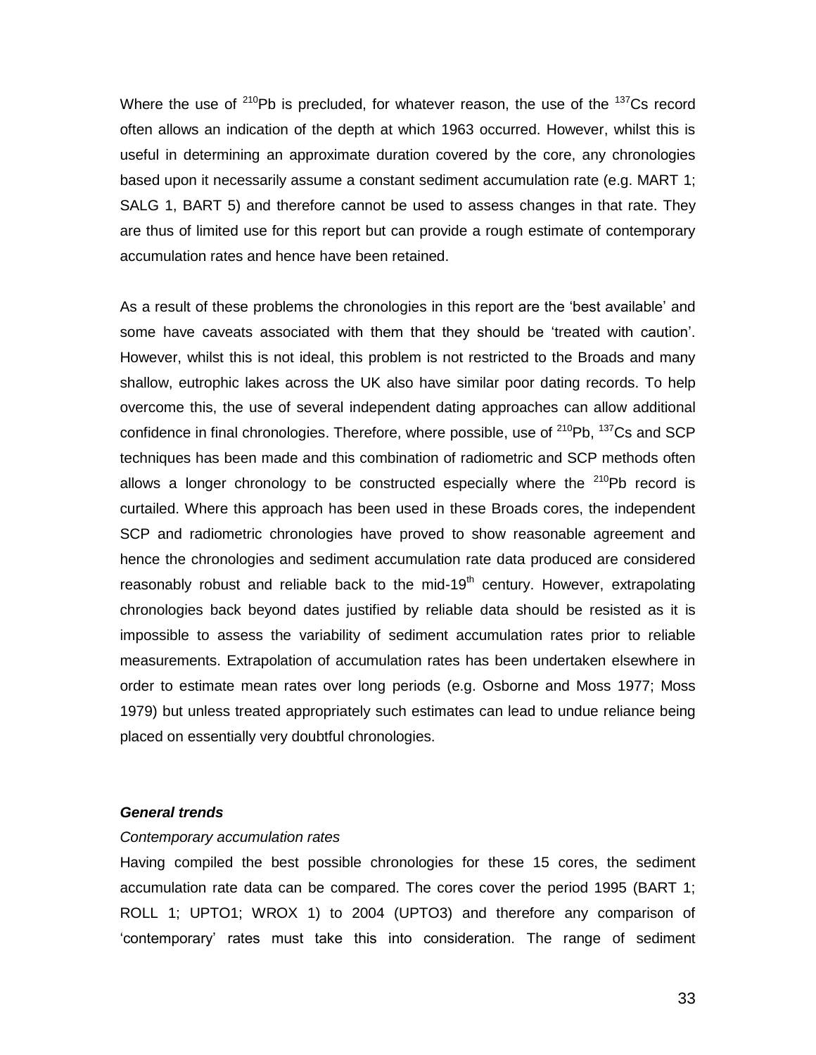Where the use of $^{210}Pb$ is precluded, for whatever reason, the use of the $^{137}Cs$ record often allows an indication of the depth at which 1963 occurred. However, whilst this is useful in determining an approximate duration covered by the core, any chronologies based upon it necessarily assume a constant sediment accumulation rate (e.g. MART 1; SALG 1, BART 5) and therefore cannot be used to assess changes in that rate. They are thus of limited use for this report but can provide a rough estimate of contemporary accumulation rates and hence have been retained.

As a result of these problems the chronologies in this report are the 'best available' and some have caveats associated with them that they should be 'treated with caution'. However, whilst this is not ideal, this problem is not restricted to the Broads and many shallow, eutrophic lakes across the UK also have similar poor dating records. To help overcome this, the use of several independent dating approaches can allow additional confidence in final chronologies. Therefore, where possible, use of $^{210}Pb$, $^{137}Cs$ and SCP techniques has been made and this combination of radiometric and SCP methods often allows a longer chronology to be constructed especially where the $^{210}Pb$ record is curtailed. Where this approach has been used in these Broads cores, the independent SCP and radiometric chronologies have proved to show reasonable agreement and hence the chronologies and sediment accumulation rate data produced are considered reasonably robust and reliable back to the mid-19$^{th}$ century. However, extrapolating chronologies back beyond dates justified by reliable data should be resisted as it is impossible to assess the variability of sediment accumulation rates prior to reliable measurements. Extrapolation of accumulation rates has been undertaken elsewhere in order to estimate mean rates over long periods (e.g. Osborne and Moss 1977; Moss 1979) but unless treated appropriately such estimates can lead to undue reliance being placed on essentially very doubtful chronologies.

### ***General trends***

*Contemporary accumulation rates*

Having compiled the best possible chronologies for these 15 cores, the sediment accumulation rate data can be compared. The cores cover the period 1995 (BART 1; ROLL 1; UPTO1; WROX 1) to 2004 (UPTO3) and therefore any comparison of 'contemporary' rates must take this into consideration. The range of sediment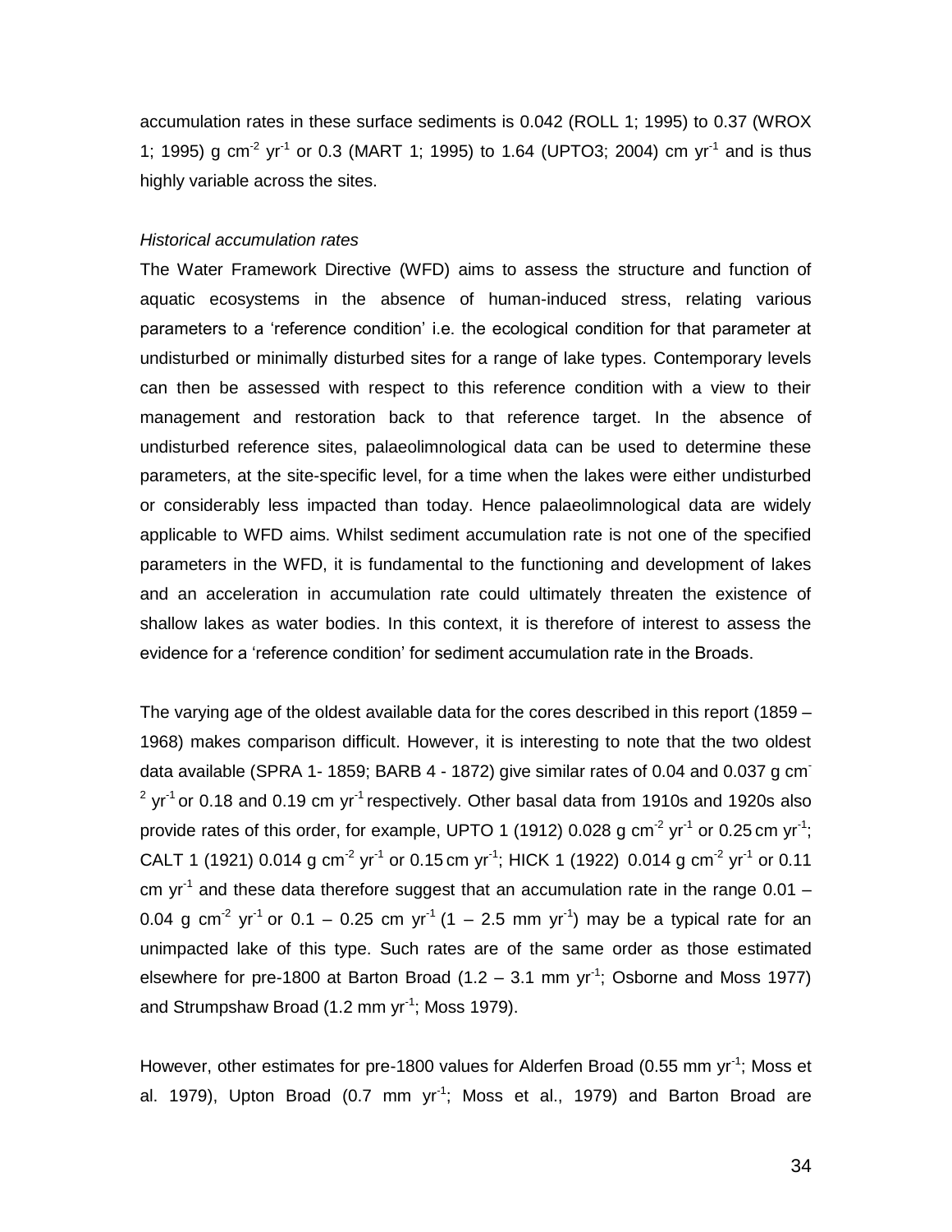accumulation rates in these surface sediments is 0.042 (ROLL 1; 1995) to 0.37 (WROX 1; 1995) g $cm^{-2}$ $yr^{-1}$ or 0.3 (MART 1; 1995) to 1.64 (UPTO3; 2004) cm $yr^{-1}$ and is thus highly variable across the sites.

*Historical accumulation rates*

The Water Framework Directive (WFD) aims to assess the structure and function of aquatic ecosystems in the absence of human-induced stress, relating various parameters to a 'reference condition' i.e. the ecological condition for that parameter at undisturbed or minimally disturbed sites for a range of lake types. Contemporary levels can then be assessed with respect to this reference condition with a view to their management and restoration back to that reference target. In the absence of undisturbed reference sites, palaeolimnological data can be used to determine these parameters, at the site-specific level, for a time when the lakes were either undisturbed or considerably less impacted than today. Hence palaeolimnological data are widely applicable to WFD aims. Whilst sediment accumulation rate is not one of the specified parameters in the WFD, it is fundamental to the functioning and development of lakes and an acceleration in accumulation rate could ultimately threaten the existence of shallow lakes as water bodies. In this context, it is therefore of interest to assess the evidence for a 'reference condition' for sediment accumulation rate in the Broads.

The varying age of the oldest available data for the cores described in this report (1859 – 1968) makes comparison difficult. However, it is interesting to note that the two oldest data available (SPRA 1- 1859; BARB 4 - 1872) give similar rates of 0.04 and 0.037 g $cm^{-2}$ $yr^{-1}$ or 0.18 and 0.19 cm $yr^{-1}$ respectively. Other basal data from 1910s and 1920s also provide rates of this order, for example, UPTO 1 (1912) 0.028 g $cm^{-2}$ $yr^{-1}$ or 0.25 cm $yr^{-1}$; CALT 1 (1921) 0.014 g $cm^{-2}$ $yr^{-1}$ or 0.15 cm $yr^{-1}$; HICK 1 (1922) 0.014 g $cm^{-2}$ $yr^{-1}$ or 0.11 cm $yr^{-1}$ and these data therefore suggest that an accumulation rate in the range 0.01 – 0.04 g $cm^{-2}$ $yr^{-1}$ or 0.1 – 0.25 cm $yr^{-1}$ (1 – 2.5 mm $yr^{-1}$) may be a typical rate for an unimpacted lake of this type. Such rates are of the same order as those estimated elsewhere for pre-1800 at Barton Broad (1.2 – 3.1 mm $yr^{-1}$; Osborne and Moss 1977) and Strumpshaw Broad (1.2 mm $yr^{-1}$; Moss 1979).

However, other estimates for pre-1800 values for Alderfen Broad (0.55 mm $yr^{-1}$; Moss et al. 1979), Upton Broad (0.7 mm $yr^{-1}$; Moss et al., 1979) and Barton Broad are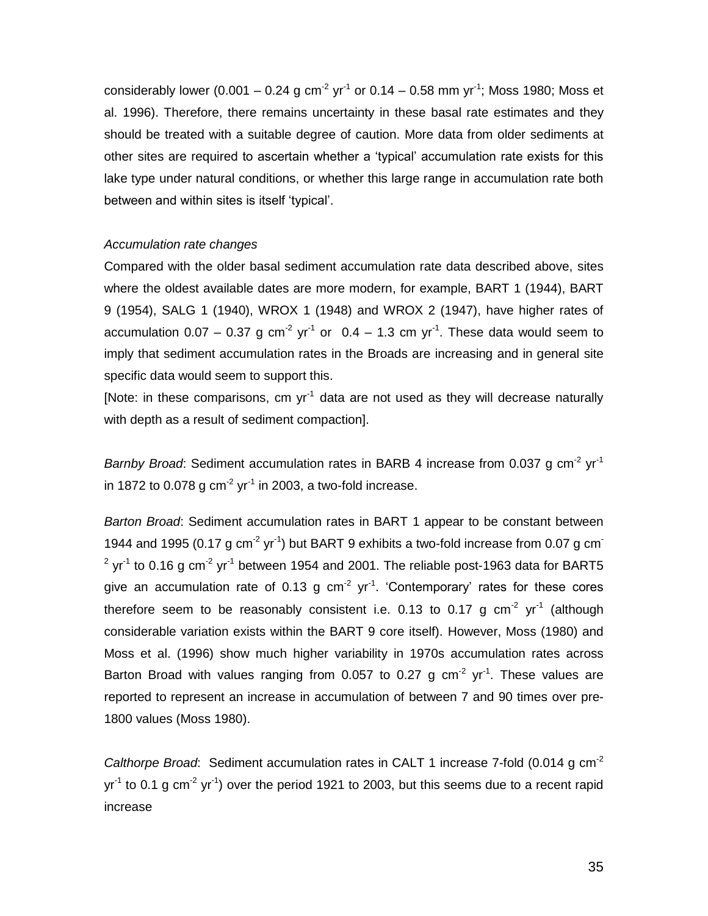considerably lower (0.001 – 0.24 g $cm^{-2}$ $yr^{-1}$ or 0.14 – 0.58 mm $yr^{-1}$; Moss 1980; Moss et al. 1996). Therefore, there remains uncertainty in these basal rate estimates and they should be treated with a suitable degree of caution. More data from older sediments at other sites are required to ascertain whether a 'typical' accumulation rate exists for this lake type under natural conditions, or whether this large range in accumulation rate both between and within sites is itself 'typical'.

*Accumulation rate changes*

Compared with the older basal sediment accumulation rate data described above, sites where the oldest available dates are more modern, for example, BART 1 (1944), BART 9 (1954), SALG 1 (1940), WROX 1 (1948) and WROX 2 (1947), have higher rates of accumulation 0.07 – 0.37 g $cm^{-2}$ $yr^{-1}$ or 0.4 – 1.3 cm $yr^{-1}$. These data would seem to imply that sediment accumulation rates in the Broads are increasing and in general site specific data would seem to support this.

[Note: in these comparisons, cm $yr^{-1}$ data are not used as they will decrease naturally with depth as a result of sediment compaction].

*Barnby Broad*: Sediment accumulation rates in BARB 4 increase from 0.037 g $cm^{-2}$ $yr^{-1}$ in 1872 to 0.078 g $cm^{-2}$ $yr^{-1}$ in 2003, a two-fold increase.

*Barton Broad*: Sediment accumulation rates in BART 1 appear to be constant between 1944 and 1995 (0.17 g $cm^{-2}$ $yr^{-1}$) but BART 9 exhibits a two-fold increase from 0.07 g $cm^{-2}$ $yr^{-1}$ to 0.16 g $cm^{-2}$ $yr^{-1}$ between 1954 and 2001. The reliable post-1963 data for BART5 give an accumulation rate of 0.13 g $cm^{-2}$ $yr^{-1}$. 'Contemporary' rates for these cores therefore seem to be reasonably consistent i.e. 0.13 to 0.17 g $cm^{-2}$ $yr^{-1}$ (although considerable variation exists within the BART 9 core itself). However, Moss (1980) and Moss et al. (1996) show much higher variability in 1970s accumulation rates across Barton Broad with values ranging from 0.057 to 0.27 g $cm^{-2}$ $yr^{-1}$. These values are reported to represent an increase in accumulation of between 7 and 90 times over pre-1800 values (Moss 1980).

*Calthorpe Broad*: Sediment accumulation rates in CALT 1 increase 7-fold (0.014 g $cm^{-2}$ $yr^{-1}$ to 0.1 g $cm^{-2}$ $yr^{-1}$) over the period 1921 to 2003, but this seems due to a recent rapid increase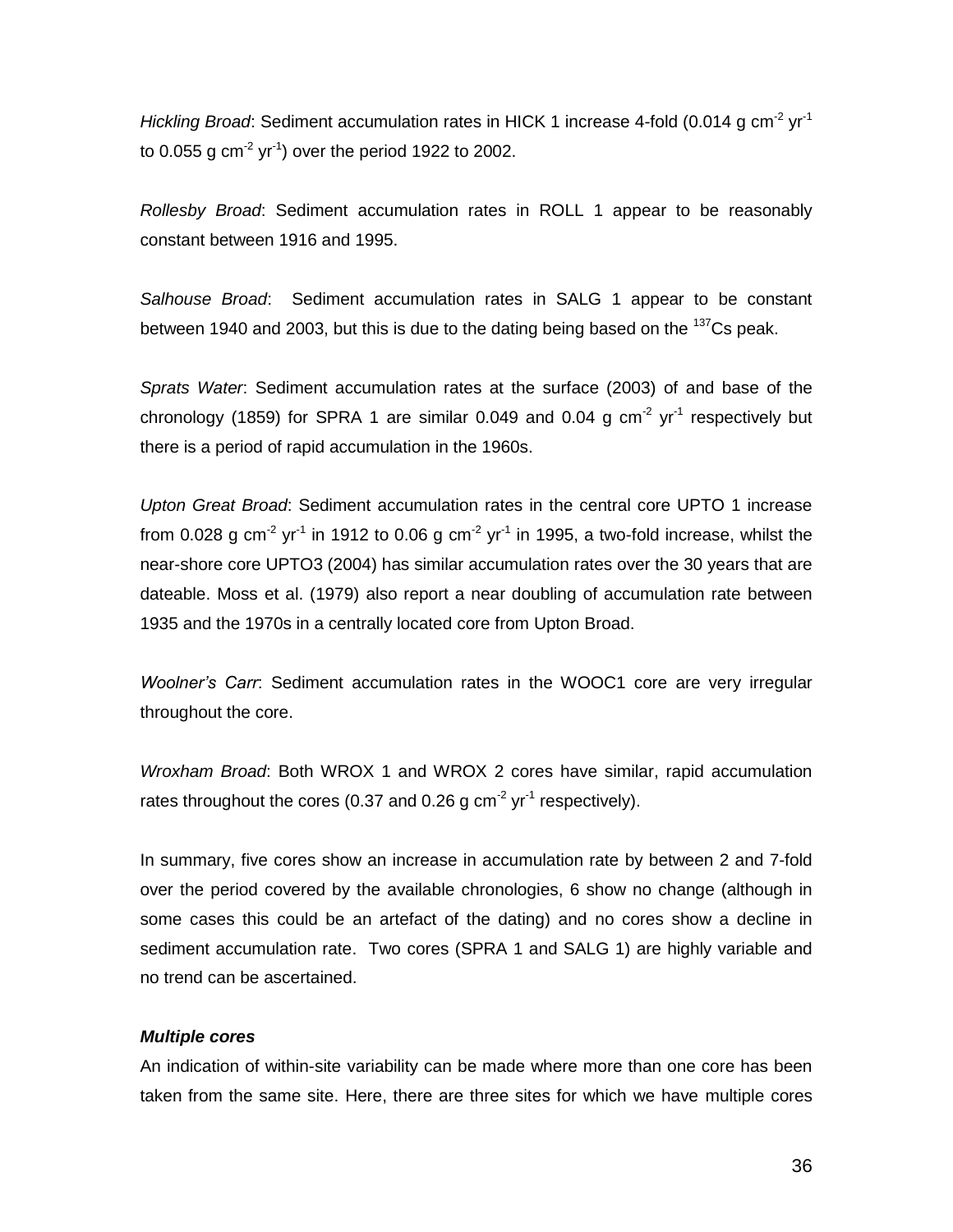*Hickling Broad*: Sediment accumulation rates in HICK 1 increase 4-fold (0.014 g cm$^{-2}$ yr$^{-1}$ to 0.055 g cm$^{-2}$ yr$^{-1}$) over the period 1922 to 2002.

*Rollesby Broad*: Sediment accumulation rates in ROLL 1 appear to be reasonably constant between 1916 and 1995.

*Salhouse Broad*: Sediment accumulation rates in SALG 1 appear to be constant between 1940 and 2003, but this is due to the dating being based on the $^{137}$Cs peak.

*Sprats Water*: Sediment accumulation rates at the surface (2003) of and base of the chronology (1859) for SPRA 1 are similar 0.049 and 0.04 g cm$^{-2}$ yr$^{-1}$ respectively but there is a period of rapid accumulation in the 1960s.

*Upton Great Broad*: Sediment accumulation rates in the central core UPTO 1 increase from 0.028 g cm$^{-2}$ yr$^{-1}$ in 1912 to 0.06 g cm$^{-2}$ yr$^{-1}$ in 1995, a two-fold increase, whilst the near-shore core UPTO3 (2004) has similar accumulation rates over the 30 years that are dateable. Moss et al. (1979) also report a near doubling of accumulation rate between 1935 and the 1970s in a centrally located core from Upton Broad.

*Woolner's Carr*: Sediment accumulation rates in the WOOC1 core are very irregular throughout the core.

*Wroxham Broad*: Both WROX 1 and WROX 2 cores have similar, rapid accumulation rates throughout the cores (0.37 and 0.26 g cm$^{-2}$ yr$^{-1}$ respectively).

In summary, five cores show an increase in accumulation rate by between 2 and 7-fold over the period covered by the available chronologies, 6 show no change (although in some cases this could be an artefact of the dating) and no cores show a decline in sediment accumulation rate. Two cores (SPRA 1 and SALG 1) are highly variable and no trend can be ascertained.

***Multiple cores***

An indication of within-site variability can be made where more than one core has been taken from the same site. Here, there are three sites for which we have multiple cores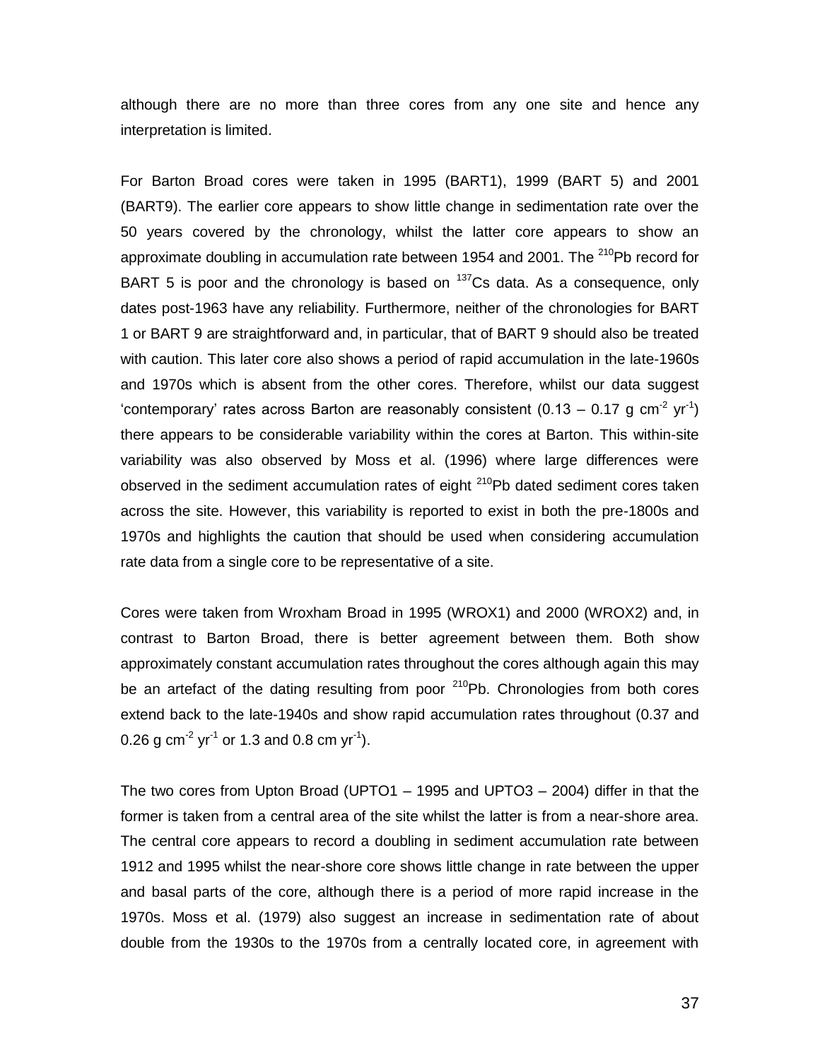although there are no more than three cores from any one site and hence any interpretation is limited.

For Barton Broad cores were taken in 1995 (BART1), 1999 (BART 5) and 2001 (BART9). The earlier core appears to show little change in sedimentation rate over the 50 years covered by the chronology, whilst the latter core appears to show an approximate doubling in accumulation rate between 1954 and 2001. The $^{210}$Pb record for BART 5 is poor and the chronology is based on $^{137}$Cs data. As a consequence, only dates post-1963 have any reliability. Furthermore, neither of the chronologies for BART 1 or BART 9 are straightforward and, in particular, that of BART 9 should also be treated with caution. This later core also shows a period of rapid accumulation in the late-1960s and 1970s which is absent from the other cores. Therefore, whilst our data suggest 'contemporary' rates across Barton are reasonably consistent (0.13 – 0.17 g cm$^{-2}$ yr$^{-1}$) there appears to be considerable variability within the cores at Barton. This within-site variability was also observed by Moss et al. (1996) where large differences were observed in the sediment accumulation rates of eight $^{210}$Pb dated sediment cores taken across the site. However, this variability is reported to exist in both the pre-1800s and 1970s and highlights the caution that should be used when considering accumulation rate data from a single core to be representative of a site.

Cores were taken from Wroxham Broad in 1995 (WROX1) and 2000 (WROX2) and, in contrast to Barton Broad, there is better agreement between them. Both show approximately constant accumulation rates throughout the cores although again this may be an artefact of the dating resulting from poor $^{210}$Pb. Chronologies from both cores extend back to the late-1940s and show rapid accumulation rates throughout (0.37 and 0.26 g cm$^{-2}$ yr$^{-1}$ or 1.3 and 0.8 cm yr$^{-1}$).

The two cores from Upton Broad (UPTO1 – 1995 and UPTO3 – 2004) differ in that the former is taken from a central area of the site whilst the latter is from a near-shore area. The central core appears to record a doubling in sediment accumulation rate between 1912 and 1995 whilst the near-shore core shows little change in rate between the upper and basal parts of the core, although there is a period of more rapid increase in the 1970s. Moss et al. (1979) also suggest an increase in sedimentation rate of about double from the 1930s to the 1970s from a centrally located core, in agreement with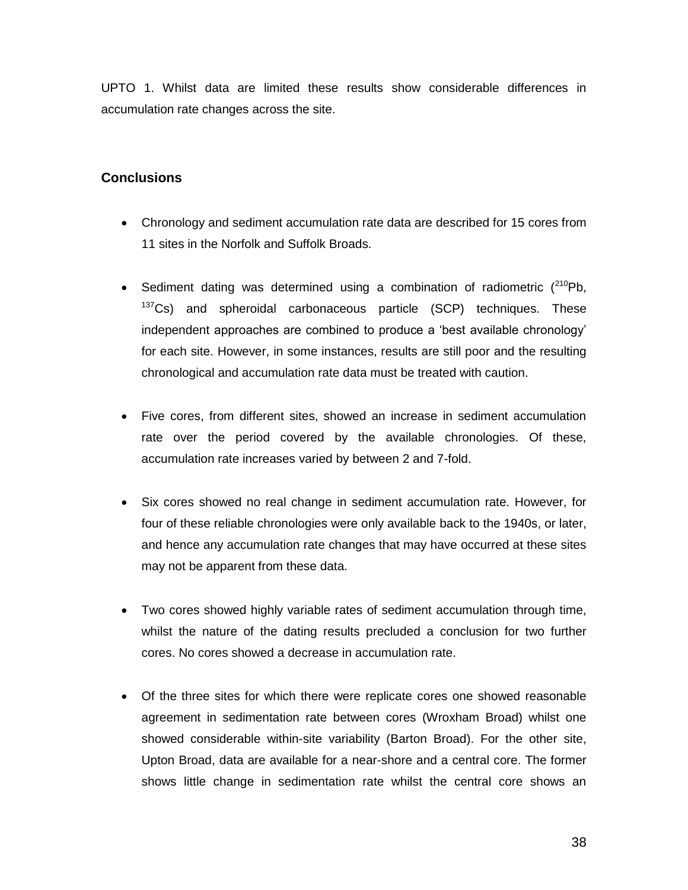UPTO 1. Whilst data are limited these results show considerable differences in accumulation rate changes across the site.

## Conclusions

- Chronology and sediment accumulation rate data are described for 15 cores from 11 sites in the Norfolk and Suffolk Broads.

- Sediment dating was determined using a combination of radiometric ($^{210}Pb$, $^{137}Cs$) and spheroidal carbonaceous particle (SCP) techniques. These independent approaches are combined to produce a 'best available chronology' for each site. However, in some instances, results are still poor and the resulting chronological and accumulation rate data must be treated with caution.

- Five cores, from different sites, showed an increase in sediment accumulation rate over the period covered by the available chronologies. Of these, accumulation rate increases varied by between 2 and 7-fold.

- Six cores showed no real change in sediment accumulation rate. However, for four of these reliable chronologies were only available back to the 1940s, or later, and hence any accumulation rate changes that may have occurred at these sites may not be apparent from these data.

- Two cores showed highly variable rates of sediment accumulation through time, whilst the nature of the dating results precluded a conclusion for two further cores. No cores showed a decrease in accumulation rate.

- Of the three sites for which there were replicate cores one showed reasonable agreement in sedimentation rate between cores (Wroxham Broad) whilst one showed considerable within-site variability (Barton Broad). For the other site, Upton Broad, data are available for a near-shore and a central core. The former shows little change in sedimentation rate whilst the central core shows an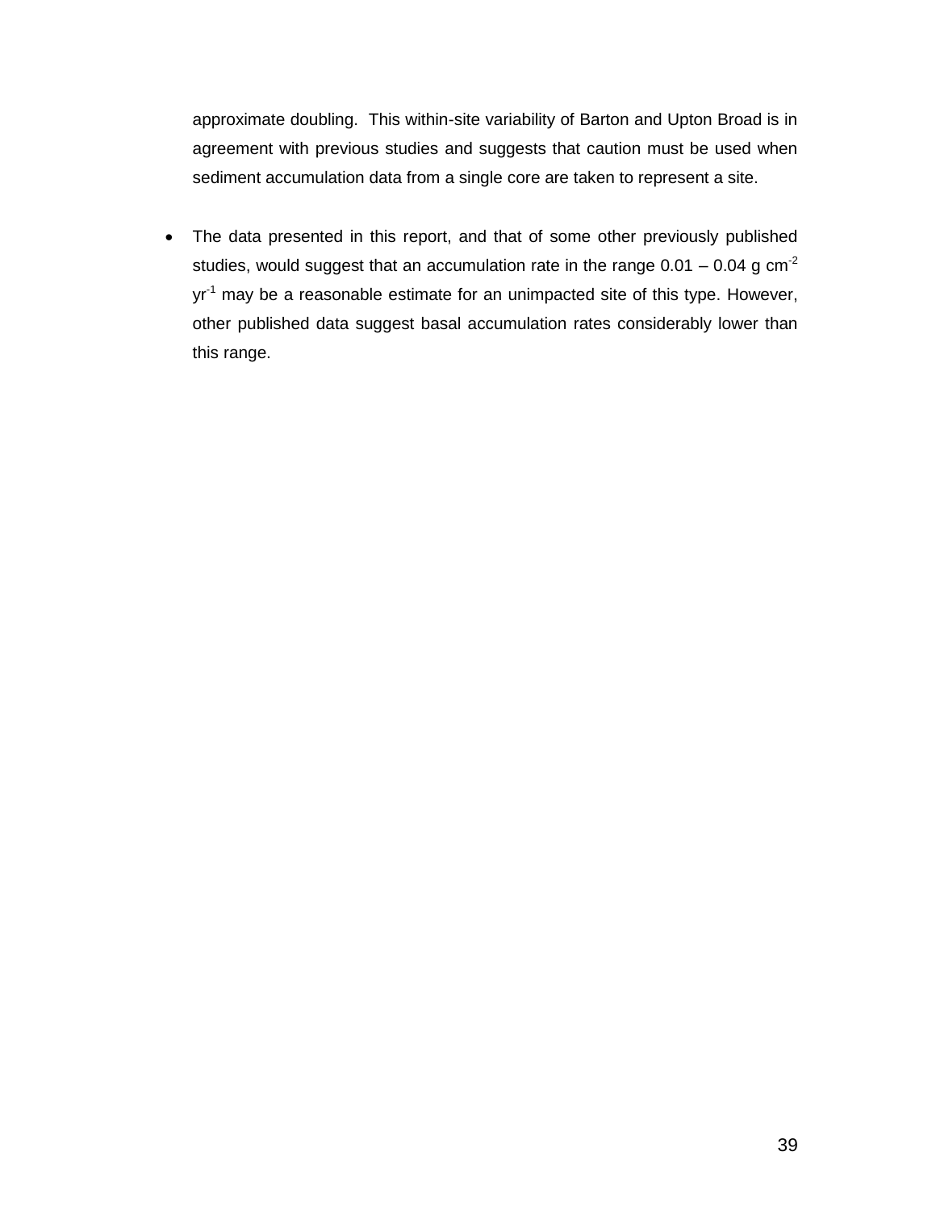approximate doubling.  This within-site variability of Barton and Upton Broad is in agreement with previous studies and suggests that caution must be used when sediment accumulation data from a single core are taken to represent a site.

- The data presented in this report, and that of some other previously published studies, would suggest that an accumulation rate in the range 0.01 – 0.04 g $cm^{-2}$ $yr^{-1}$ may be a reasonable estimate for an unimpacted site of this type. However, other published data suggest basal accumulation rates considerably lower than this range.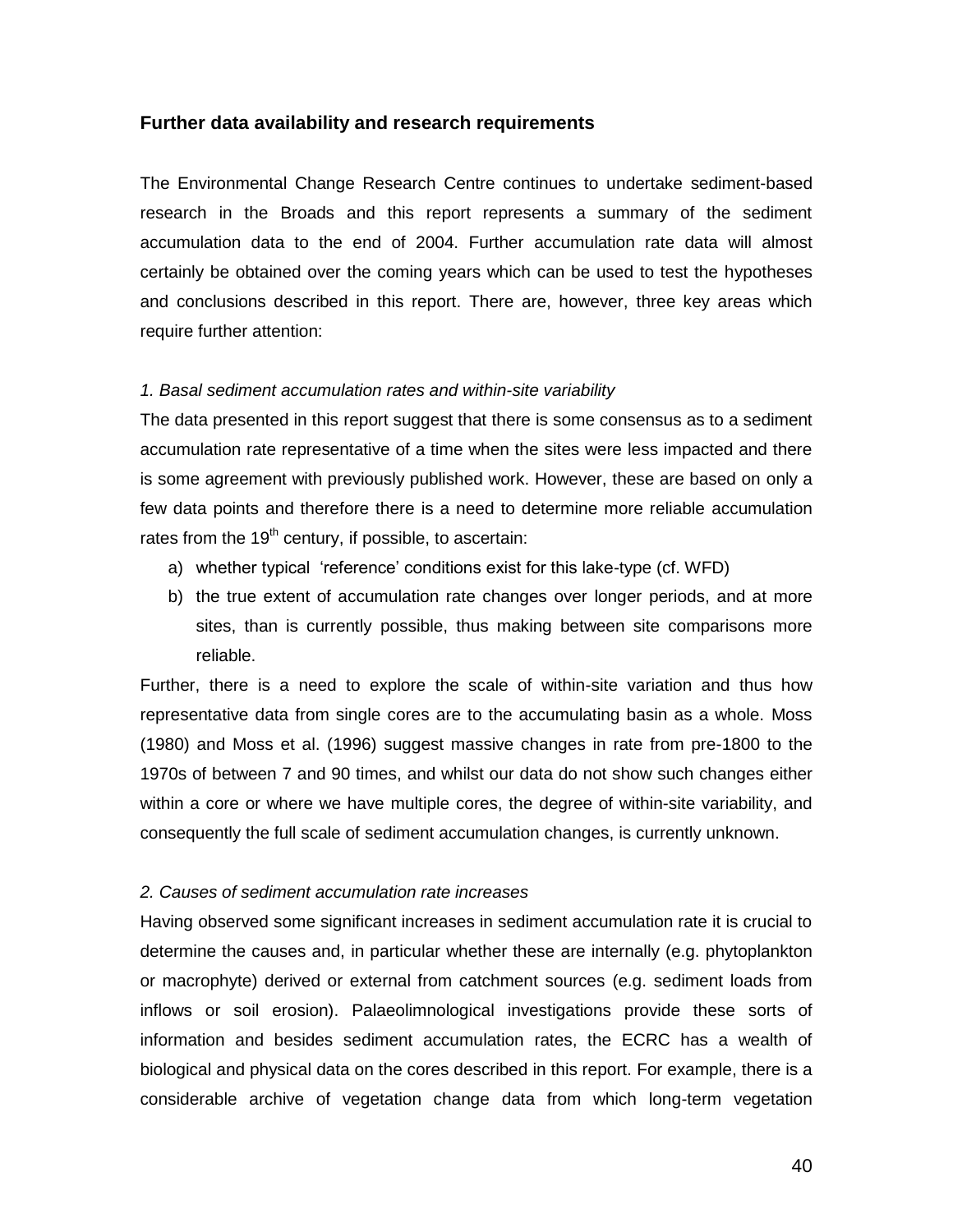## Further data availability and research requirements

The Environmental Change Research Centre continues to undertake sediment-based research in the Broads and this report represents a summary of the sediment accumulation data to the end of 2004. Further accumulation rate data will almost certainly be obtained over the coming years which can be used to test the hypotheses and conclusions described in this report. There are, however, three key areas which require further attention:

*1. Basal sediment accumulation rates and within-site variability*

The data presented in this report suggest that there is some consensus as to a sediment accumulation rate representative of a time when the sites were less impacted and there is some agreement with previously published work. However, these are based on only a few data points and therefore there is a need to determine more reliable accumulation rates from the 19$^{th}$ century, if possible, to ascertain:

a) whether typical 'reference' conditions exist for this lake-type (cf. WFD)
b) the true extent of accumulation rate changes over longer periods, and at more sites, than is currently possible, thus making between site comparisons more reliable.

Further, there is a need to explore the scale of within-site variation and thus how representative data from single cores are to the accumulating basin as a whole. Moss (1980) and Moss et al. (1996) suggest massive changes in rate from pre-1800 to the 1970s of between 7 and 90 times, and whilst our data do not show such changes either within a core or where we have multiple cores, the degree of within-site variability, and consequently the full scale of sediment accumulation changes, is currently unknown.

*2. Causes of sediment accumulation rate increases*

Having observed some significant increases in sediment accumulation rate it is crucial to determine the causes and, in particular whether these are internally (e.g. phytoplankton or macrophyte) derived or external from catchment sources (e.g. sediment loads from inflows or soil erosion). Palaeolimnological investigations provide these sorts of information and besides sediment accumulation rates, the ECRC has a wealth of biological and physical data on the cores described in this report. For example, there is a considerable archive of vegetation change data from which long-term vegetation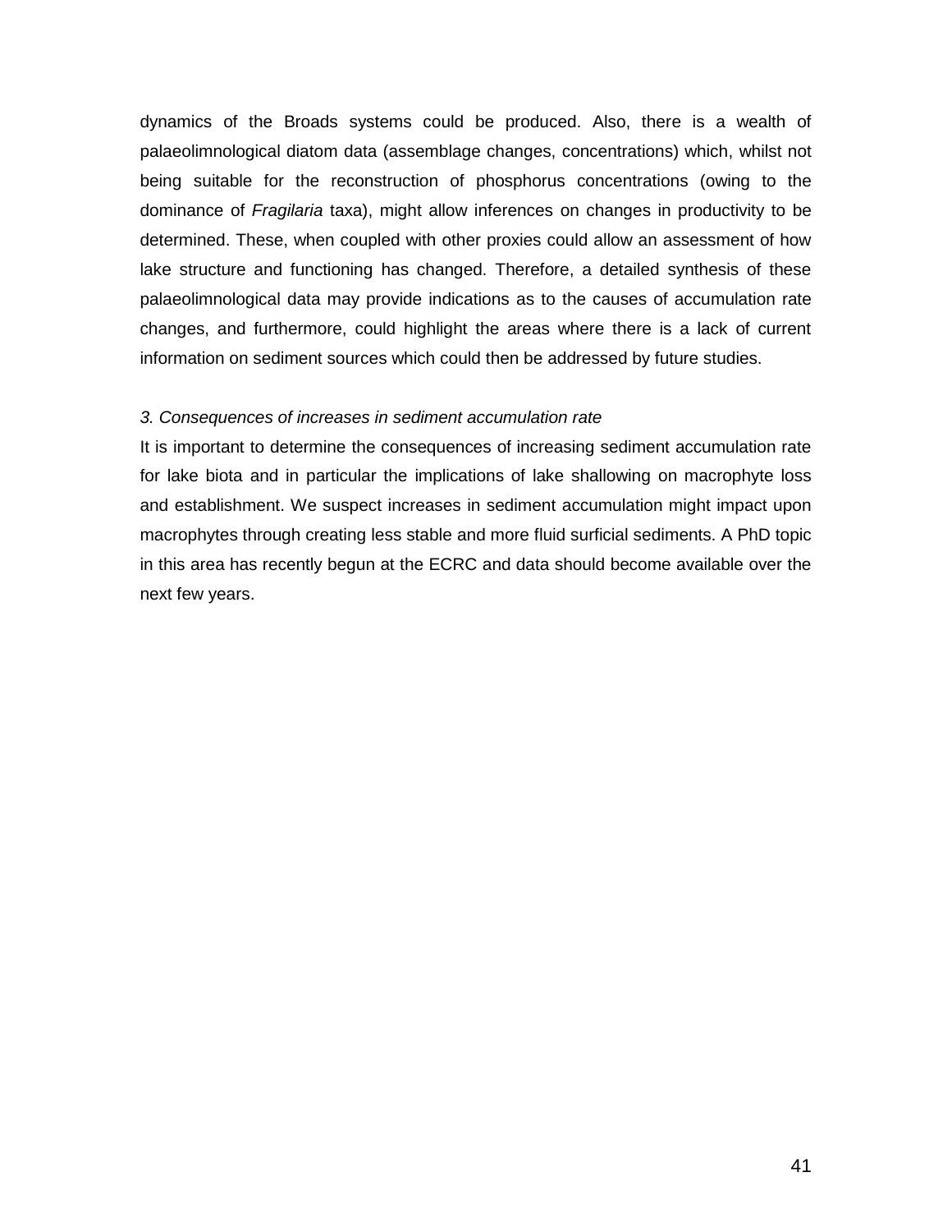dynamics of the Broads systems could be produced. Also, there is a wealth of palaeolimnological diatom data (assemblage changes, concentrations) which, whilst not being suitable for the reconstruction of phosphorus concentrations (owing to the dominance of *Fragilaria* taxa), might allow inferences on changes in productivity to be determined. These, when coupled with other proxies could allow an assessment of how lake structure and functioning has changed. Therefore, a detailed synthesis of these palaeolimnological data may provide indications as to the causes of accumulation rate changes, and furthermore, could highlight the areas where there is a lack of current information on sediment sources which could then be addressed by future studies.

*3. Consequences of increases in sediment accumulation rate*

It is important to determine the consequences of increasing sediment accumulation rate for lake biota and in particular the implications of lake shallowing on macrophyte loss and establishment. We suspect increases in sediment accumulation might impact upon macrophytes through creating less stable and more fluid surficial sediments. A PhD topic in this area has recently begun at the ECRC and data should become available over the next few years.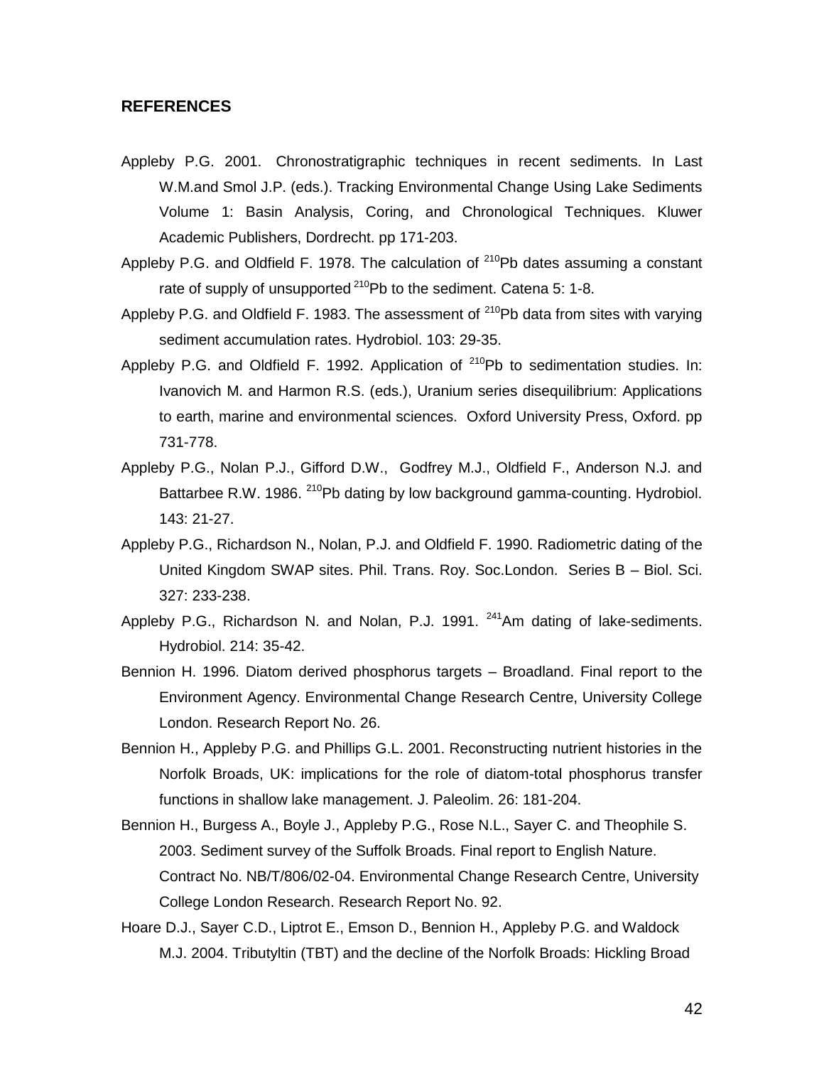## REFERENCES

Appleby P.G. 2001. Chronostratigraphic techniques in recent sediments. In Last W.M.and Smol J.P. (eds.). Tracking Environmental Change Using Lake Sediments Volume 1: Basin Analysis, Coring, and Chronological Techniques. Kluwer Academic Publishers, Dordrecht. pp 171-203.

Appleby P.G. and Oldfield F. 1978. The calculation of $^{210}$Pb dates assuming a constant rate of supply of unsupported $^{210}$Pb to the sediment. Catena 5: 1-8.

Appleby P.G. and Oldfield F. 1983. The assessment of $^{210}$Pb data from sites with varying sediment accumulation rates. Hydrobiol. 103: 29-35.

Appleby P.G. and Oldfield F. 1992. Application of $^{210}$Pb to sedimentation studies. In: Ivanovich M. and Harmon R.S. (eds.), Uranium series disequilibrium: Applications to earth, marine and environmental sciences. Oxford University Press, Oxford. pp 731-778.

Appleby P.G., Nolan P.J., Gifford D.W., Godfrey M.J., Oldfield F., Anderson N.J. and Battarbee R.W. 1986. $^{210}$Pb dating by low background gamma-counting. Hydrobiol. 143: 21-27.

Appleby P.G., Richardson N., Nolan, P.J. and Oldfield F. 1990. Radiometric dating of the United Kingdom SWAP sites. Phil. Trans. Roy. Soc.London. Series B – Biol. Sci. 327: 233-238.

Appleby P.G., Richardson N. and Nolan, P.J. 1991. $^{241}$Am dating of lake-sediments. Hydrobiol. 214: 35-42.

Bennion H. 1996. Diatom derived phosphorus targets – Broadland. Final report to the Environment Agency. Environmental Change Research Centre, University College London. Research Report No. 26.

Bennion H., Appleby P.G. and Phillips G.L. 2001. Reconstructing nutrient histories in the Norfolk Broads, UK: implications for the role of diatom-total phosphorus transfer functions in shallow lake management. J. Paleolim. 26: 181-204.

Bennion H., Burgess A., Boyle J., Appleby P.G., Rose N.L., Sayer C. and Theophile S. 2003. Sediment survey of the Suffolk Broads. Final report to English Nature. Contract No. NB/T/806/02-04. Environmental Change Research Centre, University College London Research. Research Report No. 92.

Hoare D.J., Sayer C.D., Liptrot E., Emson D., Bennion H., Appleby P.G. and Waldock M.J. 2004. Tributyltin (TBT) and the decline of the Norfolk Broads: Hickling Broad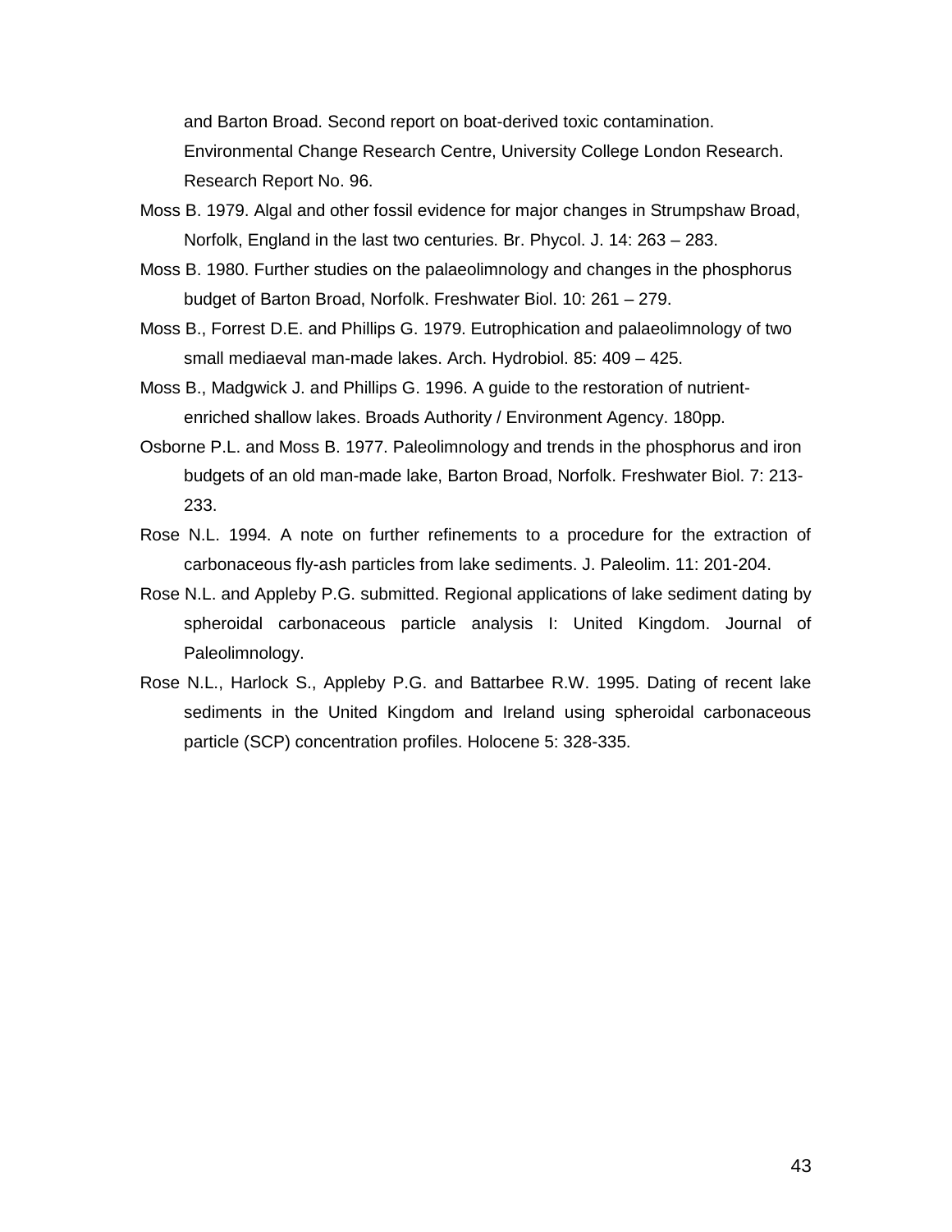and Barton Broad. Second report on boat-derived toxic contamination. Environmental Change Research Centre, University College London Research. Research Report No. 96.

Moss B. 1979. Algal and other fossil evidence for major changes in Strumpshaw Broad, Norfolk, England in the last two centuries. Br. Phycol. J. 14: 263 – 283.

Moss B. 1980. Further studies on the palaeolimnology and changes in the phosphorus budget of Barton Broad, Norfolk. Freshwater Biol. 10: 261 – 279.

Moss B., Forrest D.E. and Phillips G. 1979. Eutrophication and palaeolimnology of two small mediaeval man-made lakes. Arch. Hydrobiol. 85: 409 – 425.

Moss B., Madgwick J. and Phillips G. 1996. A guide to the restoration of nutrient-enriched shallow lakes. Broads Authority / Environment Agency. 180pp.

Osborne P.L. and Moss B. 1977. Paleolimnology and trends in the phosphorus and iron budgets of an old man-made lake, Barton Broad, Norfolk. Freshwater Biol. 7: 213-233.

Rose N.L. 1994. A note on further refinements to a procedure for the extraction of carbonaceous fly-ash particles from lake sediments. J. Paleolim. 11: 201-204.

Rose N.L. and Appleby P.G. submitted. Regional applications of lake sediment dating by spheroidal carbonaceous particle analysis I: United Kingdom. Journal of Paleolimnology.

Rose N.L., Harlock S., Appleby P.G. and Battarbee R.W. 1995. Dating of recent lake sediments in the United Kingdom and Ireland using spheroidal carbonaceous particle (SCP) concentration profiles. Holocene 5: 328-335.